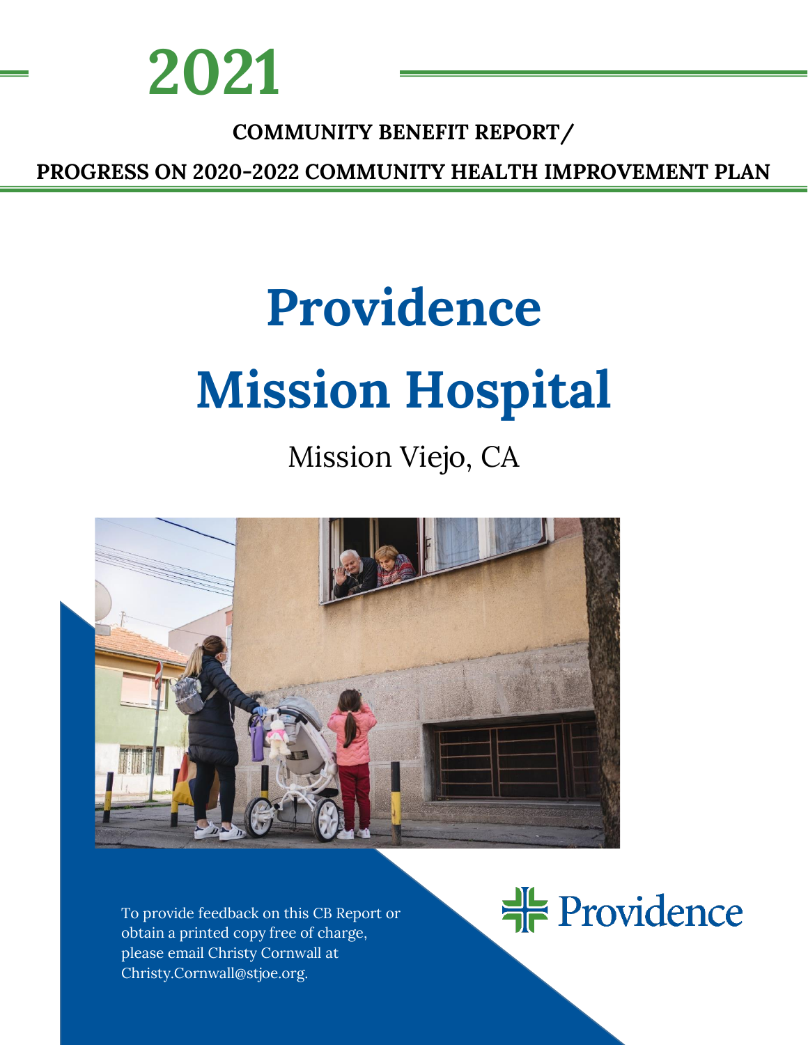# 2021

**COMMUNITY BENEFIT REPORT/**

**PROGRESS ON 2020-2022 COMMUNITY HEALTH IMPROVEMENT PLAN**

# Providence Mission Hospital

## Mission Viejo, CA

To provide feedback on this CB Report or obtain a printed copy free of charge, please email Christy Cornwall at Christy.Cornwall@stjoe.org.

Providence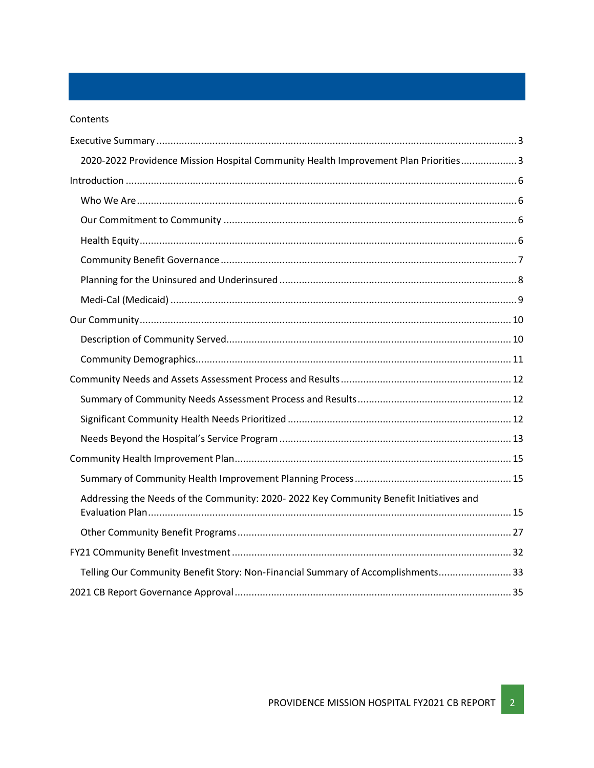Contents

Executive Summary ... 3

- 2020-2022 Providence Mission Hospital Community Health Improvement Plan Priorities ... 3

Introduction ... 6

- Who We Are ... 6
- Our Commitment to Community ... 6
- Health Equity ... 6
- Community Benefit Governance ... 7
- Planning for the Uninsured and Underinsured ... 8
- Medi-Cal (Medicaid) ... 9

Our Community ... 10

- Description of Community Served ... 10
- Community Demographics ... 11

Community Needs and Assets Assessment Process and Results ... 12

- Summary of Community Needs Assessment Process and Results ... 12
- Significant Community Health Needs Prioritized ... 12
- Needs Beyond the Hospital's Service Program ... 13

Community Health Improvement Plan ... 15

- Summary of Community Health Improvement Planning Process ... 15
- Addressing the Needs of the Community: 2020- 2022 Key Community Benefit Initiatives and Evaluation Plan ... 15
- Other Community Benefit Programs ... 27

FY21 COmmunity Benefit Investment ... 32

- Telling Our Community Benefit Story: Non-Financial Summary of Accomplishments ... 33

2021 CB Report Governance Approval ... 35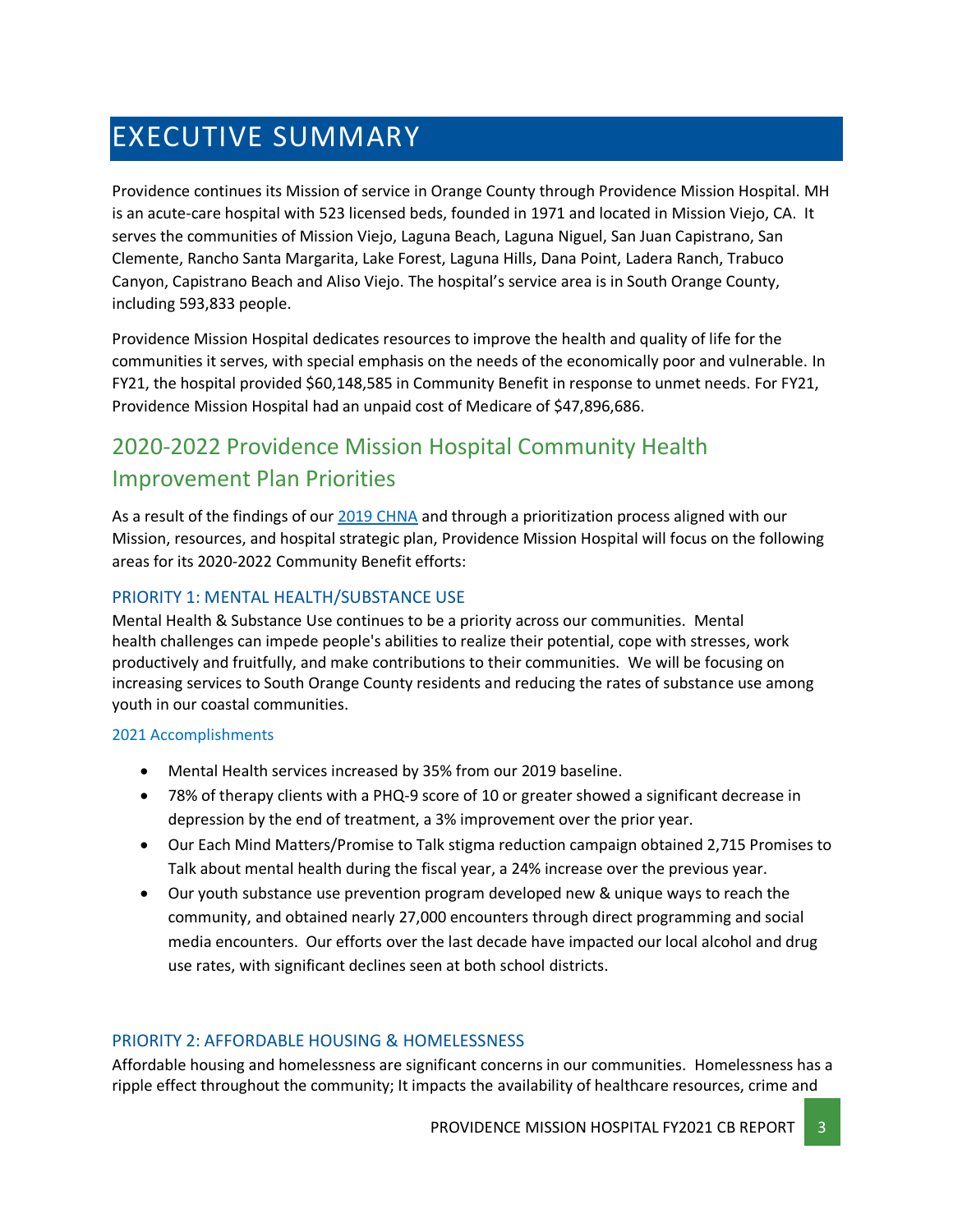# EXECUTIVE SUMMARY

Providence continues its Mission of service in Orange County through Providence Mission Hospital. MH is an acute-care hospital with 523 licensed beds, founded in 1971 and located in Mission Viejo, CA. It serves the communities of Mission Viejo, Laguna Beach, Laguna Niguel, San Juan Capistrano, San Clemente, Rancho Santa Margarita, Lake Forest, Laguna Hills, Dana Point, Ladera Ranch, Trabuco Canyon, Capistrano Beach and Aliso Viejo. The hospital's service area is in South Orange County, including 593,833 people.

Providence Mission Hospital dedicates resources to improve the health and quality of life for the communities it serves, with special emphasis on the needs of the economically poor and vulnerable. In FY21, the hospital provided $60,148,585 in Community Benefit in response to unmet needs. For FY21, Providence Mission Hospital had an unpaid cost of Medicare of $47,896,686.

## 2020-2022 Providence Mission Hospital Community Health Improvement Plan Priorities

As a result of the findings of our [2019 CHNA]() and through a prioritization process aligned with our Mission, resources, and hospital strategic plan, Providence Mission Hospital will focus on the following areas for its 2020-2022 Community Benefit efforts:

### PRIORITY 1: MENTAL HEALTH/SUBSTANCE USE

Mental Health & Substance Use continues to be a priority across our communities. Mental health challenges can impede people's abilities to realize their potential, cope with stresses, work productively and fruitfully, and make contributions to their communities. We will be focusing on increasing services to South Orange County residents and reducing the rates of substance use among youth in our coastal communities.

#### 2021 Accomplishments

- Mental Health services increased by 35% from our 2019 baseline.
- 78% of therapy clients with a PHQ-9 score of 10 or greater showed a significant decrease in depression by the end of treatment, a 3% improvement over the prior year.
- Our Each Mind Matters/Promise to Talk stigma reduction campaign obtained 2,715 Promises to Talk about mental health during the fiscal year, a 24% increase over the previous year.
- Our youth substance use prevention program developed new & unique ways to reach the community, and obtained nearly 27,000 encounters through direct programming and social media encounters. Our efforts over the last decade have impacted our local alcohol and drug use rates, with significant declines seen at both school districts.

### PRIORITY 2: AFFORDABLE HOUSING & HOMELESSNESS

Affordable housing and homelessness are significant concerns in our communities. Homelessness has a ripple effect throughout the community; It impacts the availability of healthcare resources, crime and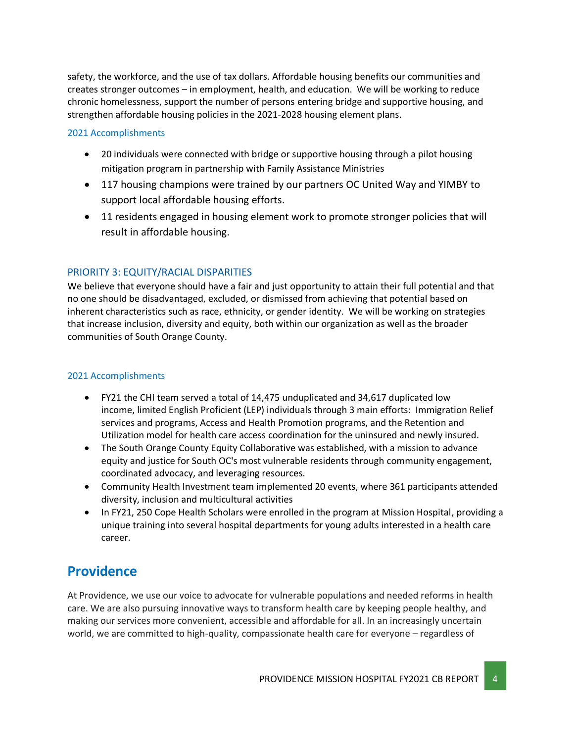safety, the workforce, and the use of tax dollars. Affordable housing benefits our communities and creates stronger outcomes – in employment, health, and education. We will be working to reduce chronic homelessness, support the number of persons entering bridge and supportive housing, and strengthen affordable housing policies in the 2021-2028 housing element plans.

#### 2021 Accomplishments

- 20 individuals were connected with bridge or supportive housing through a pilot housing mitigation program in partnership with Family Assistance Ministries
- 117 housing champions were trained by our partners OC United Way and YIMBY to support local affordable housing efforts.
- 11 residents engaged in housing element work to promote stronger policies that will result in affordable housing.

### PRIORITY 3: EQUITY/RACIAL DISPARITIES

We believe that everyone should have a fair and just opportunity to attain their full potential and that no one should be disadvantaged, excluded, or dismissed from achieving that potential based on inherent characteristics such as race, ethnicity, or gender identity. We will be working on strategies that increase inclusion, diversity and equity, both within our organization as well as the broader communities of South Orange County.

#### 2021 Accomplishments

- FY21 the CHI team served a total of 14,475 unduplicated and 34,617 duplicated low income, limited English Proficient (LEP) individuals through 3 main efforts: Immigration Relief services and programs, Access and Health Promotion programs, and the Retention and Utilization model for health care access coordination for the uninsured and newly insured.
- The South Orange County Equity Collaborative was established, with a mission to advance equity and justice for South OC's most vulnerable residents through community engagement, coordinated advocacy, and leveraging resources.
- Community Health Investment team implemented 20 events, where 361 participants attended diversity, inclusion and multicultural activities
- In FY21, 250 Cope Health Scholars were enrolled in the program at Mission Hospital, providing a unique training into several hospital departments for young adults interested in a health care career.

## Providence

At Providence, we use our voice to advocate for vulnerable populations and needed reforms in health care. We are also pursuing innovative ways to transform health care by keeping people healthy, and making our services more convenient, accessible and affordable for all. In an increasingly uncertain world, we are committed to high-quality, compassionate health care for everyone – regardless of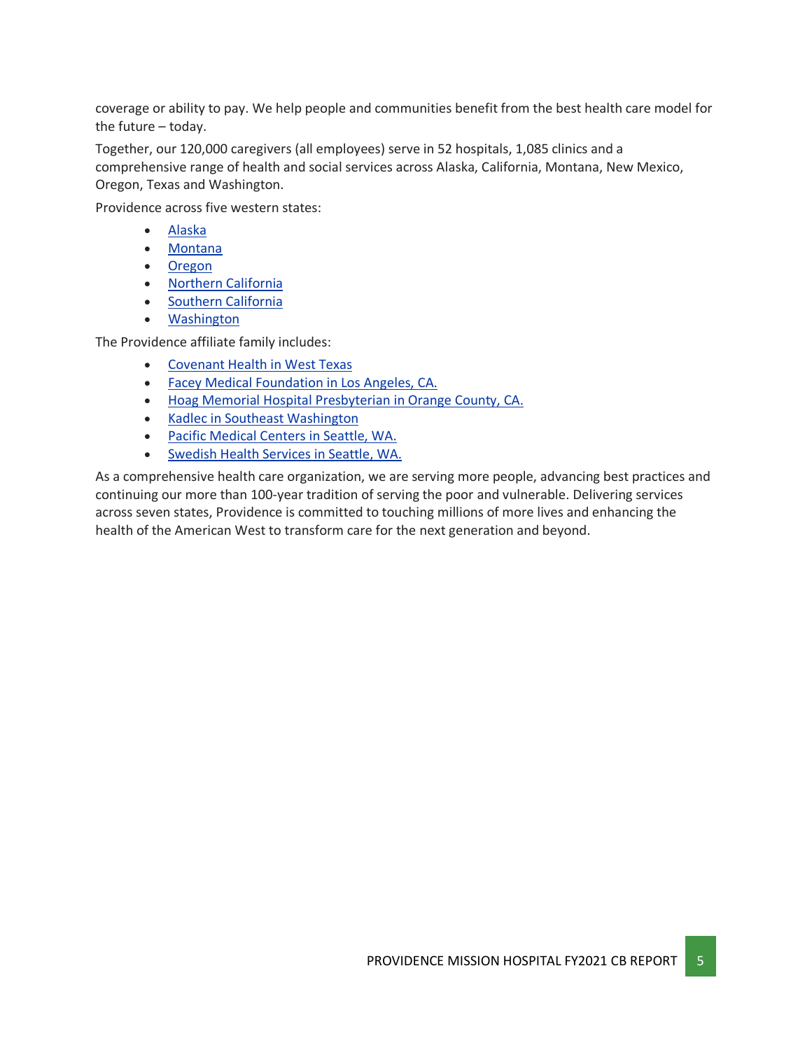coverage or ability to pay. We help people and communities benefit from the best health care model for the future – today.

Together, our 120,000 caregivers (all employees) serve in 52 hospitals, 1,085 clinics and a comprehensive range of health and social services across Alaska, California, Montana, New Mexico, Oregon, Texas and Washington.

Providence across five western states:

- Alaska
- Montana
- Oregon
- Northern California
- Southern California
- Washington

The Providence affiliate family includes:

- Covenant Health in West Texas
- Facey Medical Foundation in Los Angeles, CA.
- Hoag Memorial Hospital Presbyterian in Orange County, CA.
- Kadlec in Southeast Washington
- Pacific Medical Centers in Seattle, WA.
- Swedish Health Services in Seattle, WA.

As a comprehensive health care organization, we are serving more people, advancing best practices and continuing our more than 100-year tradition of serving the poor and vulnerable. Delivering services across seven states, Providence is committed to touching millions of more lives and enhancing the health of the American West to transform care for the next generation and beyond.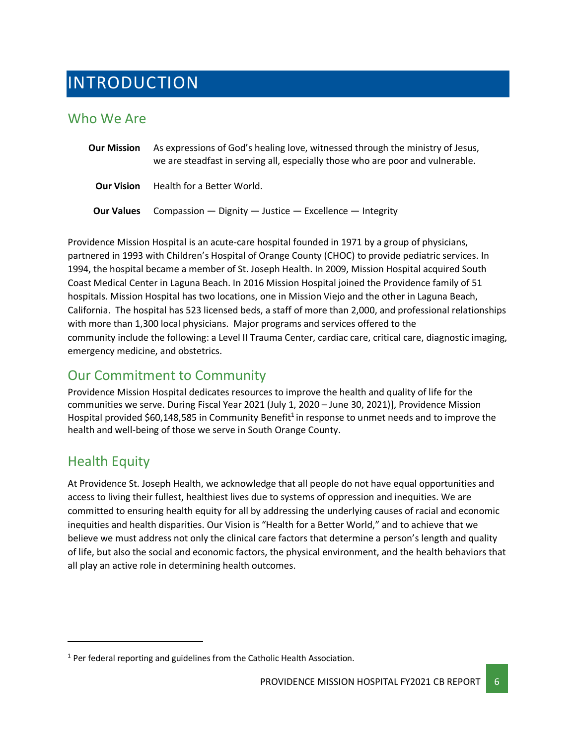# INTRODUCTION

## Who We Are

**Our Mission** As expressions of God's healing love, witnessed through the ministry of Jesus, we are steadfast in serving all, especially those who are poor and vulnerable.

**Our Vision** Health for a Better World.

**Our Values** Compassion — Dignity — Justice — Excellence — Integrity

Providence Mission Hospital is an acute-care hospital founded in 1971 by a group of physicians, partnered in 1993 with Children's Hospital of Orange County (CHOC) to provide pediatric services. In 1994, the hospital became a member of St. Joseph Health. In 2009, Mission Hospital acquired South Coast Medical Center in Laguna Beach. In 2016 Mission Hospital joined the Providence family of 51 hospitals. Mission Hospital has two locations, one in Mission Viejo and the other in Laguna Beach, California. The hospital has 523 licensed beds, a staff of more than 2,000, and professional relationships with more than 1,300 local physicians. Major programs and services offered to the community include the following: a Level II Trauma Center, cardiac care, critical care, diagnostic imaging, emergency medicine, and obstetrics.

## Our Commitment to Community

Providence Mission Hospital dedicates resources to improve the health and quality of life for the communities we serve. During Fiscal Year 2021 (July 1, 2020 – June 30, 2021)], Providence Mission Hospital provided $60,148,585 in Community Benefit[1] in response to unmet needs and to improve the health and well-being of those we serve in South Orange County.

## Health Equity

At Providence St. Joseph Health, we acknowledge that all people do not have equal opportunities and access to living their fullest, healthiest lives due to systems of oppression and inequities. We are committed to ensuring health equity for all by addressing the underlying causes of racial and economic inequities and health disparities. Our Vision is "Health for a Better World," and to achieve that we believe we must address not only the clinical care factors that determine a person's length and quality of life, but also the social and economic factors, the physical environment, and the health behaviors that all play an active role in determining health outcomes.

[1] Per federal reporting and guidelines from the Catholic Health Association.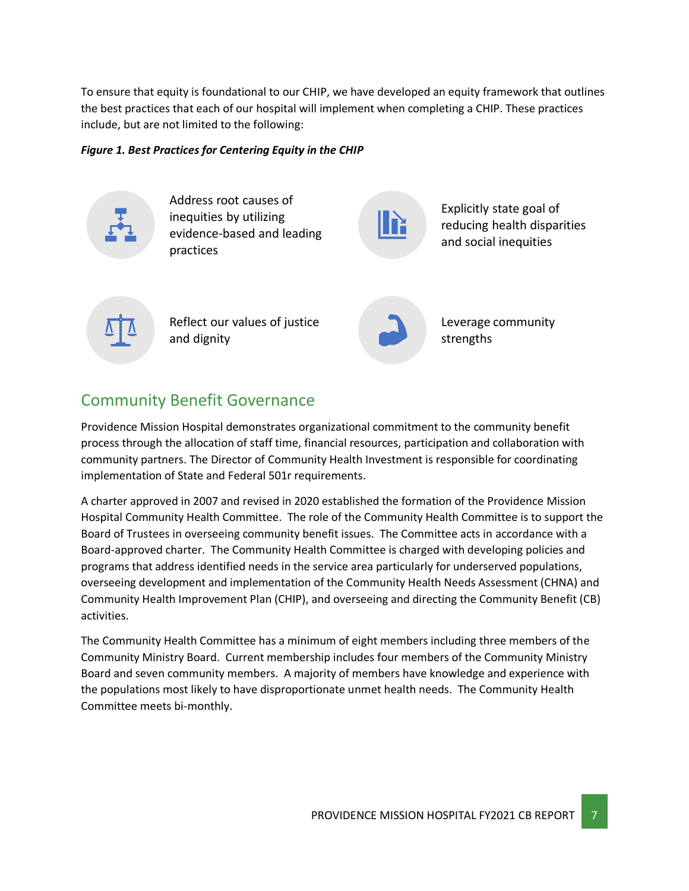To ensure that equity is foundational to our CHIP, we have developed an equity framework that outlines the best practices that each of our hospital will implement when completing a CHIP. These practices include, but are not limited to the following:

***Figure 1. Best Practices for Centering Equity in the CHIP***

- Address root causes of inequities by utilizing evidence-based and leading practices
- Explicitly state goal of reducing health disparities and social inequities
- Reflect our values of justice and dignity
- Leverage community strengths

## Community Benefit Governance

Providence Mission Hospital demonstrates organizational commitment to the community benefit process through the allocation of staff time, financial resources, participation and collaboration with community partners. The Director of Community Health Investment is responsible for coordinating implementation of State and Federal 501r requirements.

A charter approved in 2007 and revised in 2020 established the formation of the Providence Mission Hospital Community Health Committee. The role of the Community Health Committee is to support the Board of Trustees in overseeing community benefit issues. The Committee acts in accordance with a Board-approved charter. The Community Health Committee is charged with developing policies and programs that address identified needs in the service area particularly for underserved populations, overseeing development and implementation of the Community Health Needs Assessment (CHNA) and Community Health Improvement Plan (CHIP), and overseeing and directing the Community Benefit (CB) activities.

The Community Health Committee has a minimum of eight members including three members of the Community Ministry Board. Current membership includes four members of the Community Ministry Board and seven community members. A majority of members have knowledge and experience with the populations most likely to have disproportionate unmet health needs. The Community Health Committee meets bi-monthly.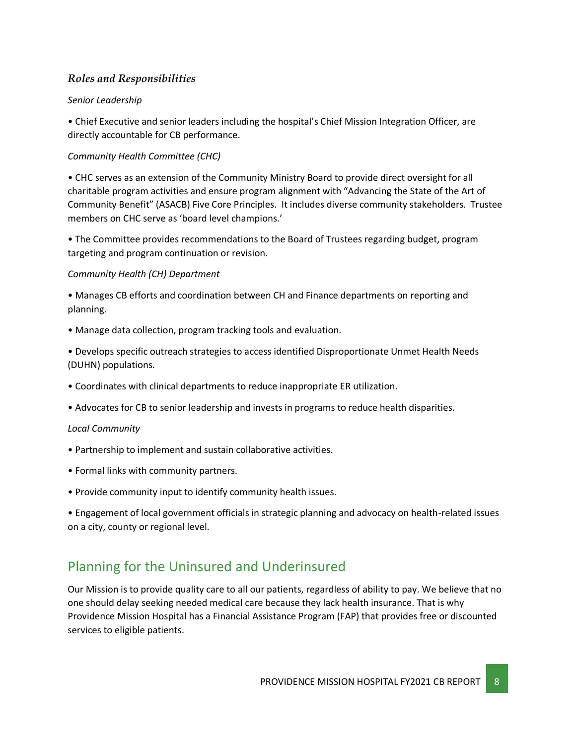### *Roles and Responsibilities*

*Senior Leadership*

• Chief Executive and senior leaders including the hospital's Chief Mission Integration Officer, are directly accountable for CB performance.

*Community Health Committee (CHC)*

• CHC serves as an extension of the Community Ministry Board to provide direct oversight for all charitable program activities and ensure program alignment with "Advancing the State of the Art of Community Benefit" (ASACB) Five Core Principles. It includes diverse community stakeholders. Trustee members on CHC serve as 'board level champions.'

• The Committee provides recommendations to the Board of Trustees regarding budget, program targeting and program continuation or revision.

*Community Health (CH) Department*

• Manages CB efforts and coordination between CH and Finance departments on reporting and planning.

• Manage data collection, program tracking tools and evaluation.

• Develops specific outreach strategies to access identified Disproportionate Unmet Health Needs (DUHN) populations.

• Coordinates with clinical departments to reduce inappropriate ER utilization.

• Advocates for CB to senior leadership and invests in programs to reduce health disparities.

*Local Community*

• Partnership to implement and sustain collaborative activities.

• Formal links with community partners.

• Provide community input to identify community health issues.

• Engagement of local government officials in strategic planning and advocacy on health-related issues on a city, county or regional level.

## Planning for the Uninsured and Underinsured

Our Mission is to provide quality care to all our patients, regardless of ability to pay. We believe that no one should delay seeking needed medical care because they lack health insurance. That is why Providence Mission Hospital has a Financial Assistance Program (FAP) that provides free or discounted services to eligible patients.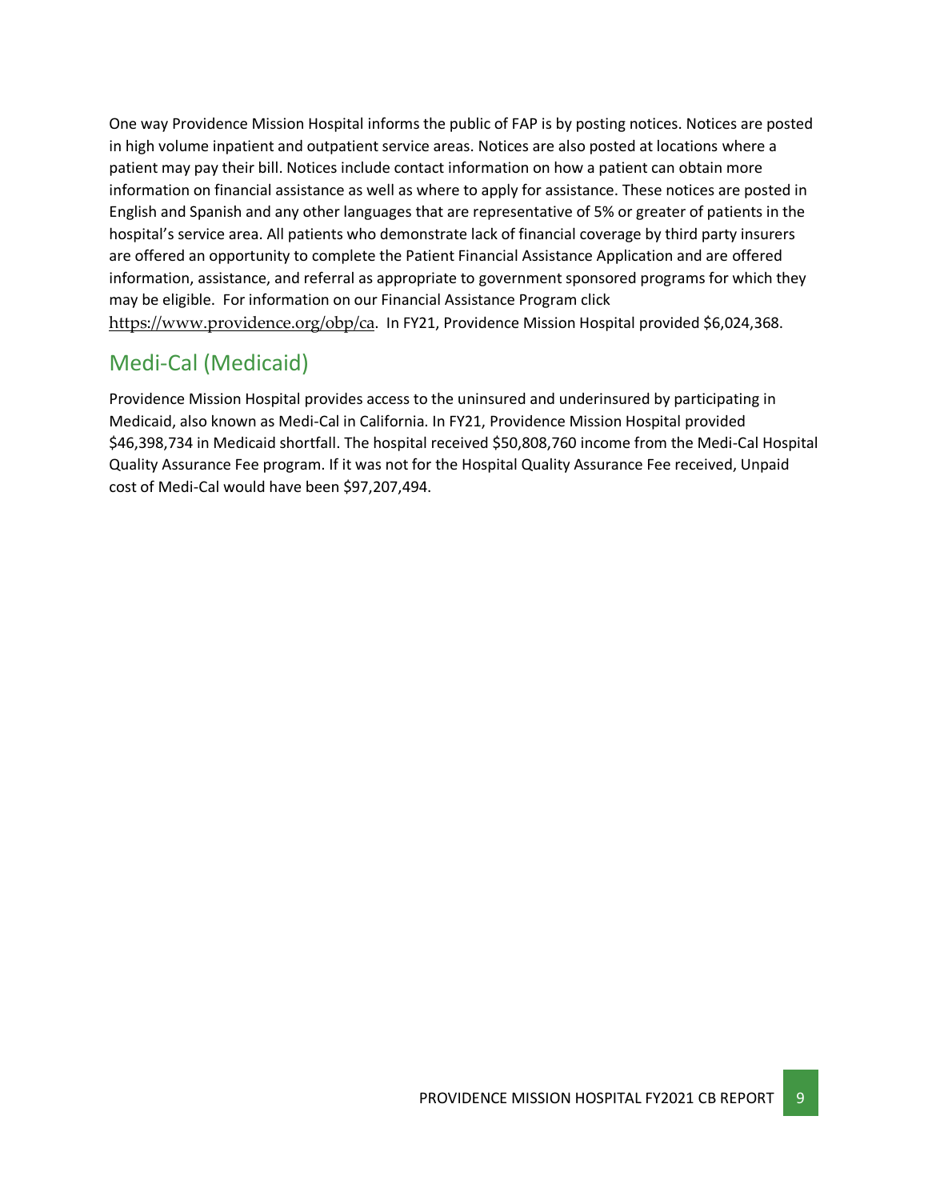One way Providence Mission Hospital informs the public of FAP is by posting notices. Notices are posted in high volume inpatient and outpatient service areas. Notices are also posted at locations where a patient may pay their bill. Notices include contact information on how a patient can obtain more information on financial assistance as well as where to apply for assistance. These notices are posted in English and Spanish and any other languages that are representative of 5% or greater of patients in the hospital's service area. All patients who demonstrate lack of financial coverage by third party insurers are offered an opportunity to complete the Patient Financial Assistance Application and are offered information, assistance, and referral as appropriate to government sponsored programs for which they may be eligible. For information on our Financial Assistance Program click https://www.providence.org/obp/ca. In FY21, Providence Mission Hospital provided $6,024,368.

## Medi-Cal (Medicaid)

Providence Mission Hospital provides access to the uninsured and underinsured by participating in Medicaid, also known as Medi-Cal in California. In FY21, Providence Mission Hospital provided $46,398,734 in Medicaid shortfall. The hospital received $50,808,760 income from the Medi-Cal Hospital Quality Assurance Fee program. If it was not for the Hospital Quality Assurance Fee received, Unpaid cost of Medi-Cal would have been $97,207,494.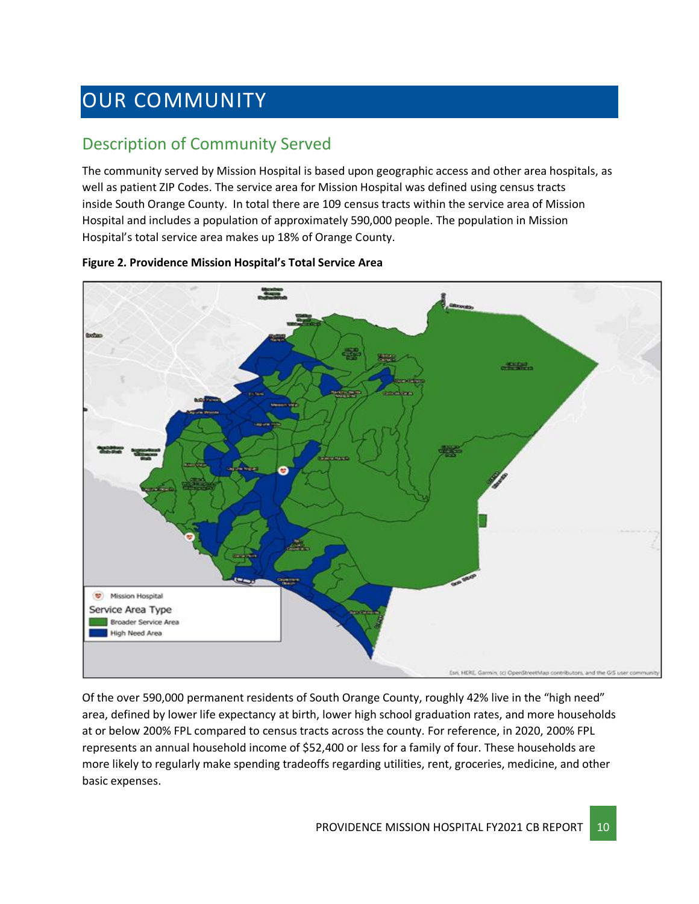# OUR COMMUNITY

## Description of Community Served

The community served by Mission Hospital is based upon geographic access and other area hospitals, as well as patient ZIP Codes. The service area for Mission Hospital was defined using census tracts inside South Orange County. In total there are 109 census tracts within the service area of Mission Hospital and includes a population of approximately 590,000 people. The population in Mission Hospital's total service area makes up 18% of Orange County.

**Figure 2. Providence Mission Hospital's Total Service Area**

Of the over 590,000 permanent residents of South Orange County, roughly 42% live in the "high need" area, defined by lower life expectancy at birth, lower high school graduation rates, and more households at or below 200% FPL compared to census tracts across the county. For reference, in 2020, 200% FPL represents an annual household income of $52,400 or less for a family of four. These households are more likely to regularly make spending tradeoffs regarding utilities, rent, groceries, medicine, and other basic expenses.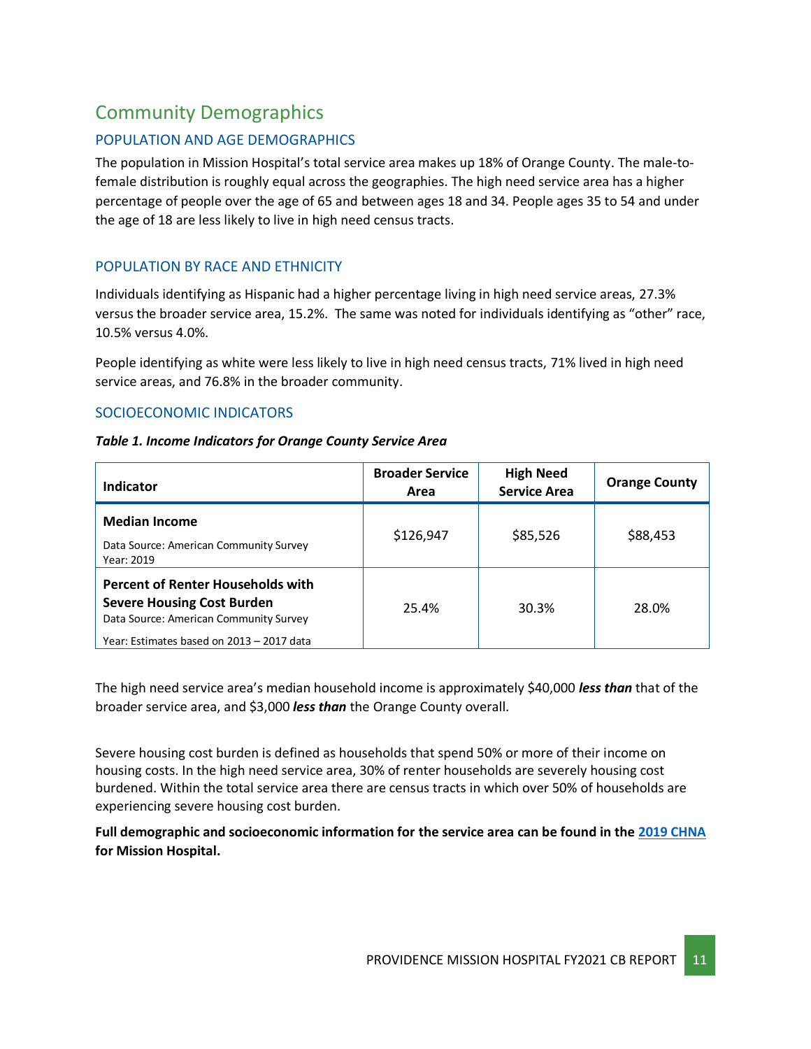## Community Demographics

### POPULATION AND AGE DEMOGRAPHICS

The population in Mission Hospital's total service area makes up 18% of Orange County. The male-to-female distribution is roughly equal across the geographies. The high need service area has a higher percentage of people over the age of 65 and between ages 18 and 34. People ages 35 to 54 and under the age of 18 are less likely to live in high need census tracts.

### POPULATION BY RACE AND ETHNICITY

Individuals identifying as Hispanic had a higher percentage living in high need service areas, 27.3% versus the broader service area, 15.2%. The same was noted for individuals identifying as "other" race, 10.5% versus 4.0%.

People identifying as white were less likely to live in high need census tracts, 71% lived in high need service areas, and 76.8% in the broader community.

### SOCIOECONOMIC INDICATORS

***Table 1. Income Indicators for Orange County Service Area***

| Indicator | Broader Service Area | High Need Service Area | Orange County |
|---|---|---|---|
| **Median Income**<br>Data Source: American Community Survey<br>Year: 2019 | $126,947 | $85,526 | $88,453 |
| **Percent of Renter Households with Severe Housing Cost Burden**<br>Data Source: American Community Survey<br>Year: Estimates based on 2013 – 2017 data | 25.4% | 30.3% | 28.0% |

The high need service area's median household income is approximately $40,000 ***less than*** that of the broader service area, and $3,000 ***less than*** the Orange County overall.

Severe housing cost burden is defined as households that spend 50% or more of their income on housing costs. In the high need service area, 30% of renter households are severely housing cost burdened. Within the total service area there are census tracts in which over 50% of households are experiencing severe housing cost burden.

**Full demographic and socioeconomic information for the service area can be found in the [2019 CHNA] for Mission Hospital.**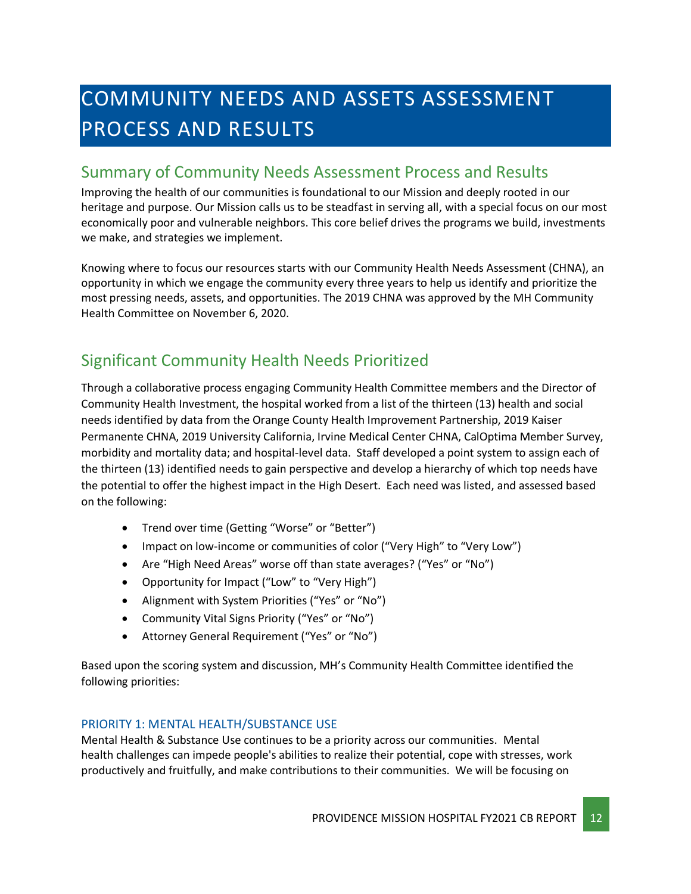# COMMUNITY NEEDS AND ASSETS ASSESSMENT PROCESS AND RESULTS

## Summary of Community Needs Assessment Process and Results

Improving the health of our communities is foundational to our Mission and deeply rooted in our heritage and purpose. Our Mission calls us to be steadfast in serving all, with a special focus on our most economically poor and vulnerable neighbors. This core belief drives the programs we build, investments we make, and strategies we implement.

Knowing where to focus our resources starts with our Community Health Needs Assessment (CHNA), an opportunity in which we engage the community every three years to help us identify and prioritize the most pressing needs, assets, and opportunities. The 2019 CHNA was approved by the MH Community Health Committee on November 6, 2020.

## Significant Community Health Needs Prioritized

Through a collaborative process engaging Community Health Committee members and the Director of Community Health Investment, the hospital worked from a list of the thirteen (13) health and social needs identified by data from the Orange County Health Improvement Partnership, 2019 Kaiser Permanente CHNA, 2019 University California, Irvine Medical Center CHNA, CalOptima Member Survey, morbidity and mortality data; and hospital-level data. Staff developed a point system to assign each of the thirteen (13) identified needs to gain perspective and develop a hierarchy of which top needs have the potential to offer the highest impact in the High Desert. Each need was listed, and assessed based on the following:

- Trend over time (Getting "Worse" or "Better")
- Impact on low-income or communities of color ("Very High" to "Very Low")
- Are "High Need Areas" worse off than state averages? ("Yes" or "No")
- Opportunity for Impact ("Low" to "Very High")
- Alignment with System Priorities ("Yes" or "No")
- Community Vital Signs Priority ("Yes" or "No")
- Attorney General Requirement ("Yes" or "No")

Based upon the scoring system and discussion, MH's Community Health Committee identified the following priorities:

### PRIORITY 1: MENTAL HEALTH/SUBSTANCE USE

Mental Health & Substance Use continues to be a priority across our communities. Mental health challenges can impede people's abilities to realize their potential, cope with stresses, work productively and fruitfully, and make contributions to their communities. We will be focusing on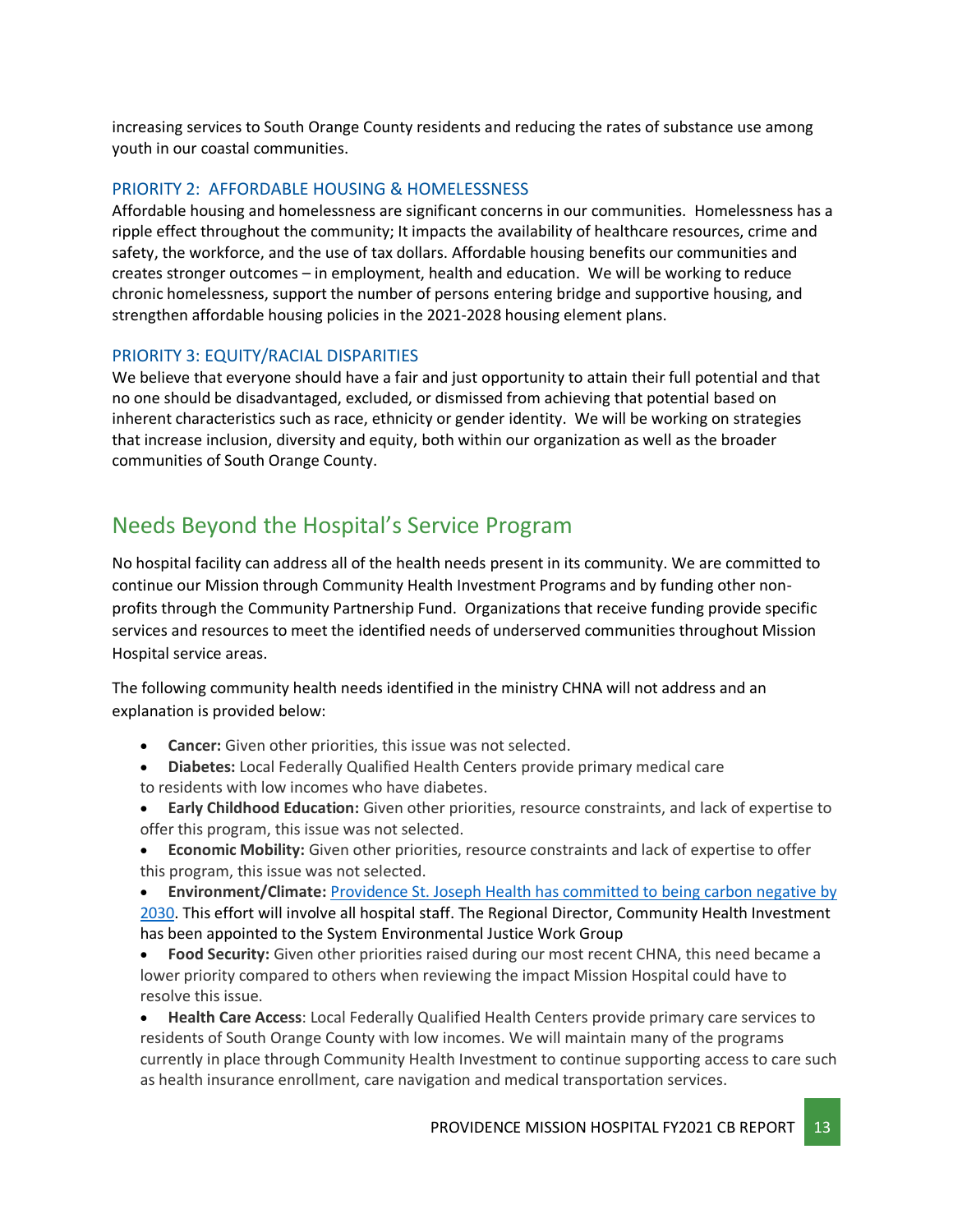increasing services to South Orange County residents and reducing the rates of substance use among youth in our coastal communities.

### PRIORITY 2: AFFORDABLE HOUSING & HOMELESSNESS

Affordable housing and homelessness are significant concerns in our communities. Homelessness has a ripple effect throughout the community; It impacts the availability of healthcare resources, crime and safety, the workforce, and the use of tax dollars. Affordable housing benefits our communities and creates stronger outcomes – in employment, health and education. We will be working to reduce chronic homelessness, support the number of persons entering bridge and supportive housing, and strengthen affordable housing policies in the 2021-2028 housing element plans.

### PRIORITY 3: EQUITY/RACIAL DISPARITIES

We believe that everyone should have a fair and just opportunity to attain their full potential and that no one should be disadvantaged, excluded, or dismissed from achieving that potential based on inherent characteristics such as race, ethnicity or gender identity. We will be working on strategies that increase inclusion, diversity and equity, both within our organization as well as the broader communities of South Orange County.

## Needs Beyond the Hospital's Service Program

No hospital facility can address all of the health needs present in its community. We are committed to continue our Mission through Community Health Investment Programs and by funding other non-profits through the Community Partnership Fund. Organizations that receive funding provide specific services and resources to meet the identified needs of underserved communities throughout Mission Hospital service areas.

The following community health needs identified in the ministry CHNA will not address and an explanation is provided below:

- **Cancer:** Given other priorities, this issue was not selected.
- **Diabetes:** Local Federally Qualified Health Centers provide primary medical care to residents with low incomes who have diabetes.
- **Early Childhood Education:** Given other priorities, resource constraints, and lack of expertise to offer this program, this issue was not selected.
- **Economic Mobility:** Given other priorities, resource constraints and lack of expertise to offer this program, this issue was not selected.
- **Environment/Climate:** [Providence St. Joseph Health has committed to being carbon negative by 2030](). This effort will involve all hospital staff. The Regional Director, Community Health Investment has been appointed to the System Environmental Justice Work Group
- **Food Security:** Given other priorities raised during our most recent CHNA, this need became a lower priority compared to others when reviewing the impact Mission Hospital could have to resolve this issue.
- **Health Care Access**: Local Federally Qualified Health Centers provide primary care services to residents of South Orange County with low incomes. We will maintain many of the programs currently in place through Community Health Investment to continue supporting access to care such as health insurance enrollment, care navigation and medical transportation services.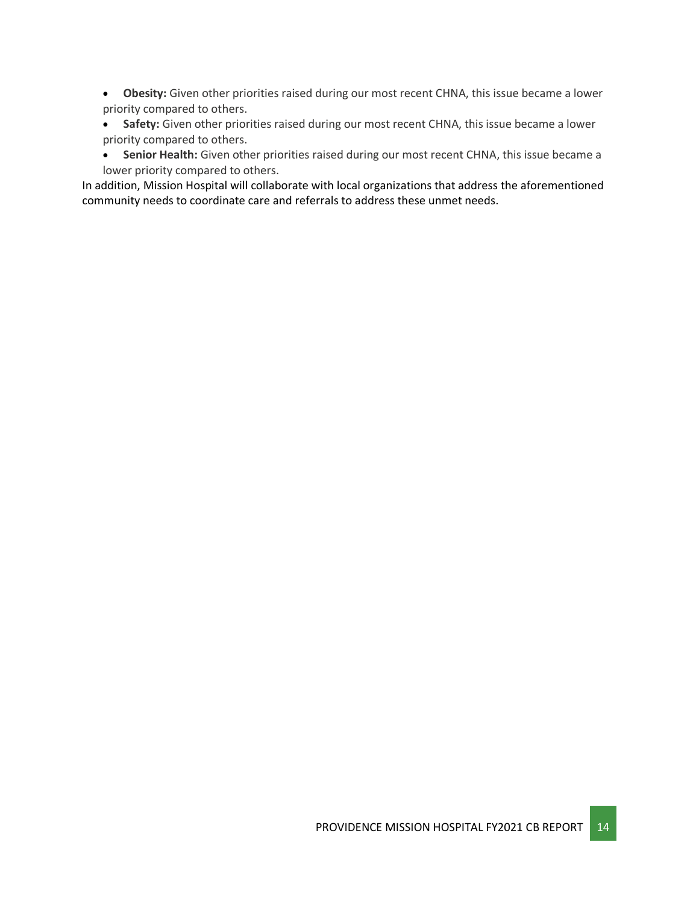- **Obesity:** Given other priorities raised during our most recent CHNA, this issue became a lower priority compared to others.
- **Safety:** Given other priorities raised during our most recent CHNA, this issue became a lower priority compared to others.
- **Senior Health:** Given other priorities raised during our most recent CHNA, this issue became a lower priority compared to others.

In addition, Mission Hospital will collaborate with local organizations that address the aforementioned community needs to coordinate care and referrals to address these unmet needs.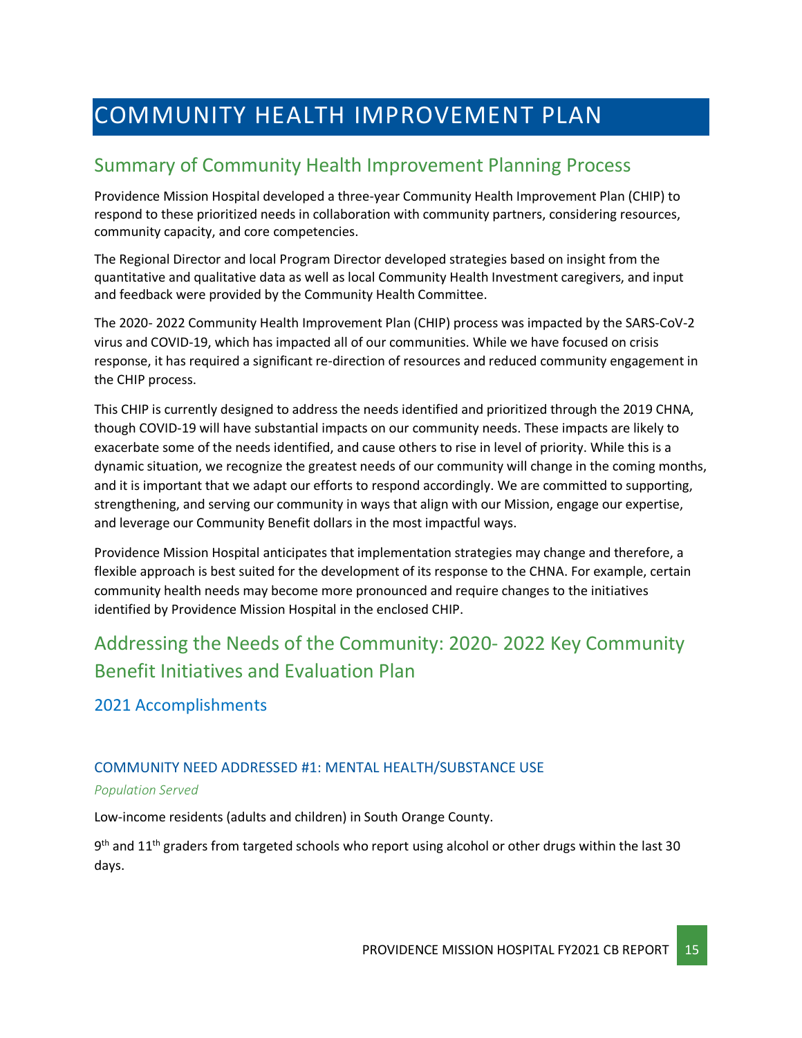# COMMUNITY HEALTH IMPROVEMENT PLAN

## Summary of Community Health Improvement Planning Process

Providence Mission Hospital developed a three-year Community Health Improvement Plan (CHIP) to respond to these prioritized needs in collaboration with community partners, considering resources, community capacity, and core competencies.

The Regional Director and local Program Director developed strategies based on insight from the quantitative and qualitative data as well as local Community Health Investment caregivers, and input and feedback were provided by the Community Health Committee.

The 2020- 2022 Community Health Improvement Plan (CHIP) process was impacted by the SARS-CoV-2 virus and COVID-19, which has impacted all of our communities. While we have focused on crisis response, it has required a significant re-direction of resources and reduced community engagement in the CHIP process.

This CHIP is currently designed to address the needs identified and prioritized through the 2019 CHNA, though COVID-19 will have substantial impacts on our community needs. These impacts are likely to exacerbate some of the needs identified, and cause others to rise in level of priority. While this is a dynamic situation, we recognize the greatest needs of our community will change in the coming months, and it is important that we adapt our efforts to respond accordingly. We are committed to supporting, strengthening, and serving our community in ways that align with our Mission, engage our expertise, and leverage our Community Benefit dollars in the most impactful ways.

Providence Mission Hospital anticipates that implementation strategies may change and therefore, a flexible approach is best suited for the development of its response to the CHNA. For example, certain community health needs may become more pronounced and require changes to the initiatives identified by Providence Mission Hospital in the enclosed CHIP.

## Addressing the Needs of the Community: 2020- 2022 Key Community Benefit Initiatives and Evaluation Plan

### 2021 Accomplishments

#### COMMUNITY NEED ADDRESSED #1: MENTAL HEALTH/SUBSTANCE USE

*Population Served*

Low-income residents (adults and children) in South Orange County.

9th and 11th graders from targeted schools who report using alcohol or other drugs within the last 30 days.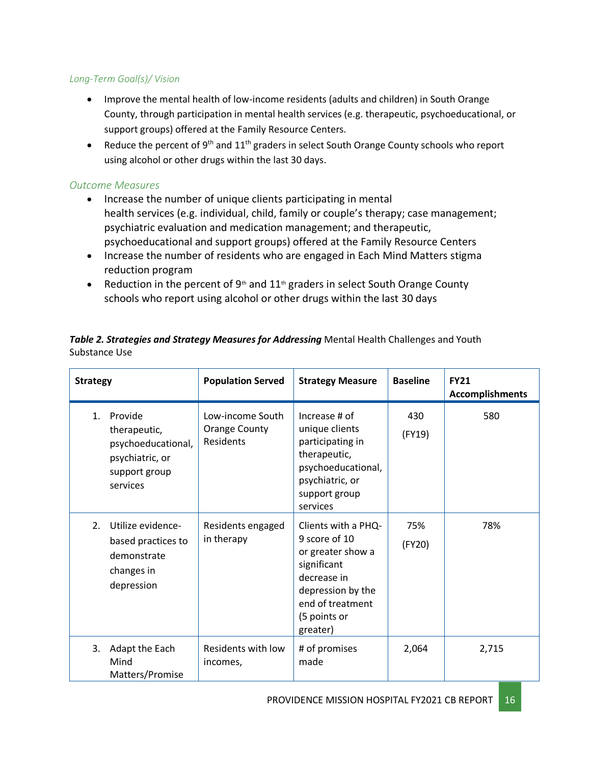### *Long-Term Goal(s)/ Vision*

- Improve the mental health of low-income residents (adults and children) in South Orange County, through participation in mental health services (e.g. therapeutic, psychoeducational, or support groups) offered at the Family Resource Centers.
- Reduce the percent of 9th and 11th graders in select South Orange County schools who report using alcohol or other drugs within the last 30 days.

### *Outcome Measures*

- Increase the number of unique clients participating in mental health services (e.g. individual, child, family or couple's therapy; case management; psychiatric evaluation and medication management; and therapeutic, psychoeducational and support groups) offered at the Family Resource Centers
- Increase the number of residents who are engaged in Each Mind Matters stigma reduction program
- Reduction in the percent of 9th and 11th graders in select South Orange County schools who report using alcohol or other drugs within the last 30 days

***Table 2. Strategies and Strategy Measures for Addressing*** Mental Health Challenges and Youth Substance Use

| Strategy | Population Served | Strategy Measure | Baseline | FY21 Accomplishments |
|---|---|---|---|---|
| 1. Provide therapeutic, psychoeducational, psychiatric, or support group services | Low-income South Orange County Residents | Increase # of unique clients participating in therapeutic, psychoeducational, psychiatric, or support group services | 430 (FY19) | 580 |
| 2. Utilize evidence-based practices to demonstrate changes in depression | Residents engaged in therapy | Clients with a PHQ-9 score of 10 or greater show a significant decrease in depression by the end of treatment (5 points or greater) | 75% (FY20) | 78% |
| 3. Adapt the Each Mind Matters/Promise | Residents with low incomes, | # of promises made | 2,064 | 2,715 |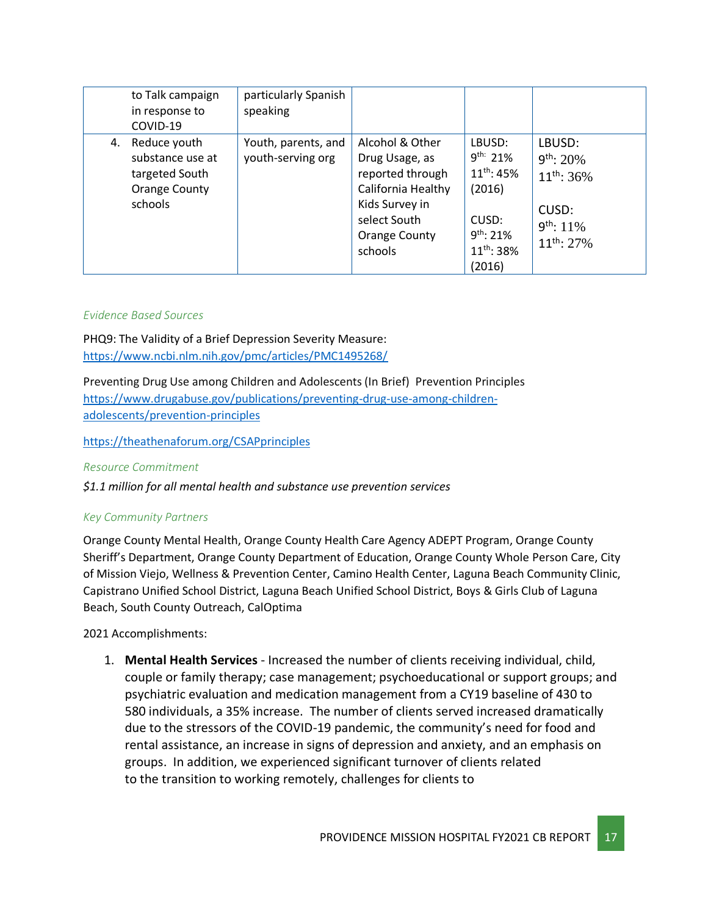| | | | | |
|---|---|---|---|---|
| to Talk campaign in response to COVID-19 | particularly Spanish speaking | | | |
| 4. Reduce youth substance use at targeted South Orange County schools | Youth, parents, and youth-serving org | Alcohol & Other Drug Usage, as reported through California Healthy Kids Survey in select South Orange County schools | LBUSD: 9th: 21% 11th: 45% (2016) CUSD: 9th: 21% 11th: 38% (2016) | LBUSD: 9th: 20% 11th: 36% CUSD: 9th: 11% 11th: 27% |

*Evidence Based Sources*

PHQ9: The Validity of a Brief Depression Severity Measure: https://www.ncbi.nlm.nih.gov/pmc/articles/PMC1495268/

Preventing Drug Use among Children and Adolescents (In Brief) Prevention Principles https://www.drugabuse.gov/publications/preventing-drug-use-among-children-adolescents/prevention-principles

https://theathenaforum.org/CSAPprinciples

*Resource Commitment*

*$1.1 million for all mental health and substance use prevention services*

*Key Community Partners*

Orange County Mental Health, Orange County Health Care Agency ADEPT Program, Orange County Sheriff's Department, Orange County Department of Education, Orange County Whole Person Care, City of Mission Viejo, Wellness & Prevention Center, Camino Health Center, Laguna Beach Community Clinic, Capistrano Unified School District, Laguna Beach Unified School District, Boys & Girls Club of Laguna Beach, South County Outreach, CalOptima

2021 Accomplishments:

1. **Mental Health Services** - Increased the number of clients receiving individual, child, couple or family therapy; case management; psychoeducational or support groups; and psychiatric evaluation and medication management from a CY19 baseline of 430 to 580 individuals, a 35% increase. The number of clients served increased dramatically due to the stressors of the COVID-19 pandemic, the community's need for food and rental assistance, an increase in signs of depression and anxiety, and an emphasis on groups. In addition, we experienced significant turnover of clients related to the transition to working remotely, challenges for clients to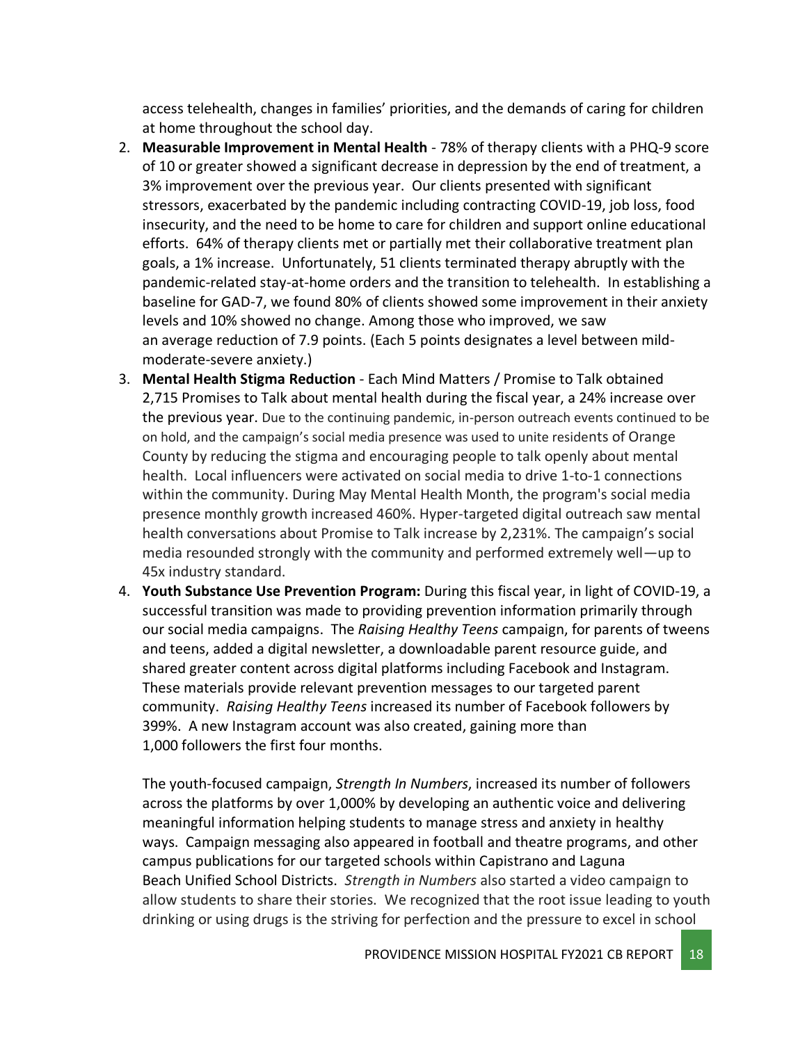access telehealth, changes in families' priorities, and the demands of caring for children at home throughout the school day.

2. **Measurable Improvement in Mental Health** - 78% of therapy clients with a PHQ-9 score of 10 or greater showed a significant decrease in depression by the end of treatment, a 3% improvement over the previous year. Our clients presented with significant stressors, exacerbated by the pandemic including contracting COVID-19, job loss, food insecurity, and the need to be home to care for children and support online educational efforts. 64% of therapy clients met or partially met their collaborative treatment plan goals, a 1% increase. Unfortunately, 51 clients terminated therapy abruptly with the pandemic-related stay-at-home orders and the transition to telehealth. In establishing a baseline for GAD-7, we found 80% of clients showed some improvement in their anxiety levels and 10% showed no change. Among those who improved, we saw an average reduction of 7.9 points. (Each 5 points designates a level between mild-moderate-severe anxiety.)
3. **Mental Health Stigma Reduction** - Each Mind Matters / Promise to Talk obtained 2,715 Promises to Talk about mental health during the fiscal year, a 24% increase over the previous year. Due to the continuing pandemic, in-person outreach events continued to be on hold, and the campaign's social media presence was used to unite residents of Orange County by reducing the stigma and encouraging people to talk openly about mental health. Local influencers were activated on social media to drive 1-to-1 connections within the community. During May Mental Health Month, the program's social media presence monthly growth increased 460%. Hyper-targeted digital outreach saw mental health conversations about Promise to Talk increase by 2,231%. The campaign's social media resounded strongly with the community and performed extremely well—up to 45x industry standard.
4. **Youth Substance Use Prevention Program:** During this fiscal year, in light of COVID-19, a successful transition was made to providing prevention information primarily through our social media campaigns. The *Raising Healthy Teens* campaign, for parents of tweens and teens, added a digital newsletter, a downloadable parent resource guide, and shared greater content across digital platforms including Facebook and Instagram. These materials provide relevant prevention messages to our targeted parent community. *Raising Healthy Teens* increased its number of Facebook followers by 399%. A new Instagram account was also created, gaining more than 1,000 followers the first four months.

   The youth-focused campaign, *Strength In Numbers*, increased its number of followers across the platforms by over 1,000% by developing an authentic voice and delivering meaningful information helping students to manage stress and anxiety in healthy ways. Campaign messaging also appeared in football and theatre programs, and other campus publications for our targeted schools within Capistrano and Laguna Beach Unified School Districts. *Strength in Numbers* also started a video campaign to allow students to share their stories. We recognized that the root issue leading to youth drinking or using drugs is the striving for perfection and the pressure to excel in school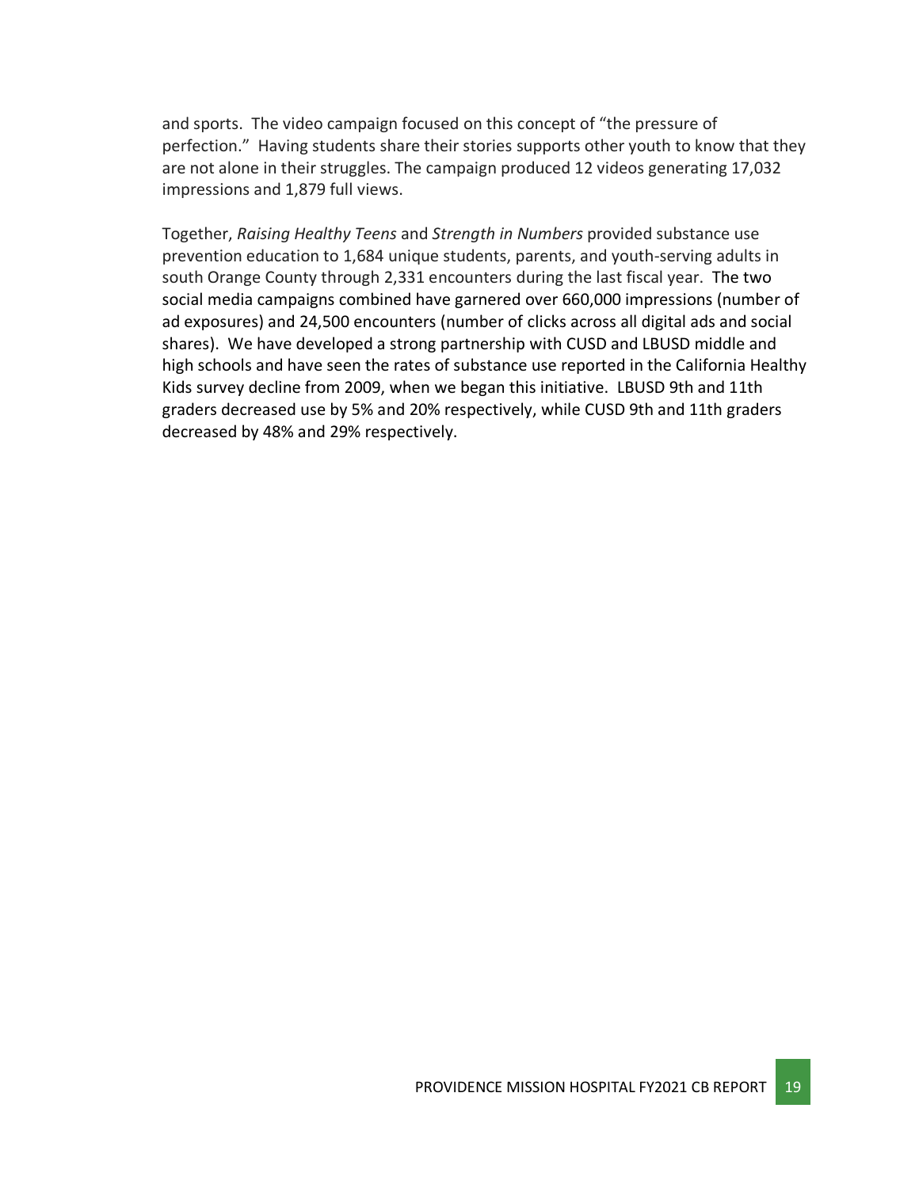and sports. The video campaign focused on this concept of "the pressure of perfection." Having students share their stories supports other youth to know that they are not alone in their struggles. The campaign produced 12 videos generating 17,032 impressions and 1,879 full views.

Together, *Raising Healthy Teens* and *Strength in Numbers* provided substance use prevention education to 1,684 unique students, parents, and youth-serving adults in south Orange County through 2,331 encounters during the last fiscal year. The two social media campaigns combined have garnered over 660,000 impressions (number of ad exposures) and 24,500 encounters (number of clicks across all digital ads and social shares). We have developed a strong partnership with CUSD and LBUSD middle and high schools and have seen the rates of substance use reported in the California Healthy Kids survey decline from 2009, when we began this initiative. LBUSD 9th and 11th graders decreased use by 5% and 20% respectively, while CUSD 9th and 11th graders decreased by 48% and 29% respectively.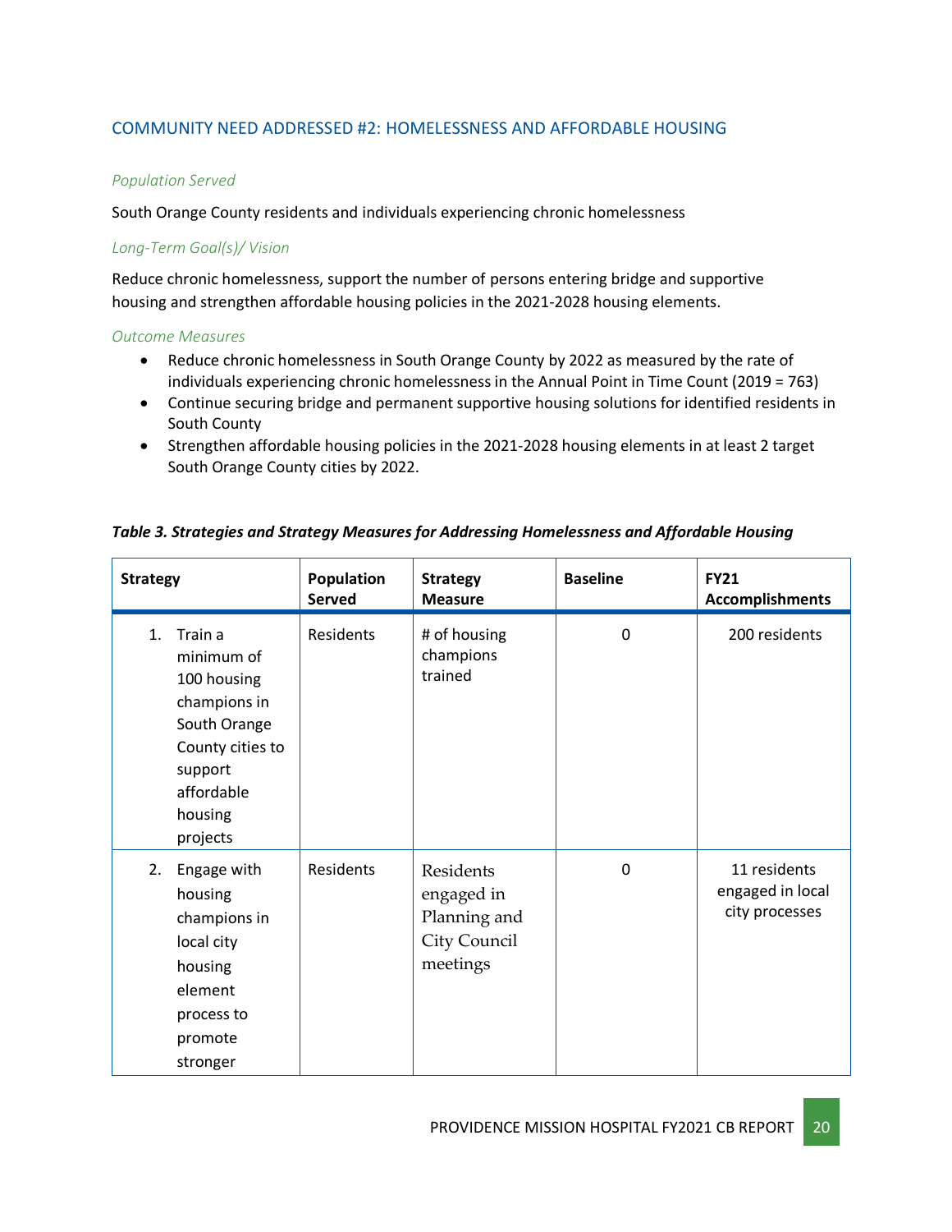## COMMUNITY NEED ADDRESSED #2: HOMELESSNESS AND AFFORDABLE HOUSING

*Population Served*

South Orange County residents and individuals experiencing chronic homelessness

*Long-Term Goal(s)/ Vision*

Reduce chronic homelessness, support the number of persons entering bridge and supportive housing and strengthen affordable housing policies in the 2021-2028 housing elements.

*Outcome Measures*

- Reduce chronic homelessness in South Orange County by 2022 as measured by the rate of individuals experiencing chronic homelessness in the Annual Point in Time Count (2019 = 763)
- Continue securing bridge and permanent supportive housing solutions for identified residents in South County
- Strengthen affordable housing policies in the 2021-2028 housing elements in at least 2 target South Orange County cities by 2022.

***Table 3. Strategies and Strategy Measures for Addressing Homelessness and Affordable Housing***

| Strategy | Population Served | Strategy Measure | Baseline | FY21 Accomplishments |
|---|---|---|---|---|
| 1. Train a minimum of 100 housing champions in South Orange County cities to support affordable housing projects | Residents | # of housing champions trained | 0 | 200 residents |
| 2. Engage with housing champions in local city housing element process to promote stronger | Residents | Residents engaged in Planning and City Council meetings | 0 | 11 residents engaged in local city processes |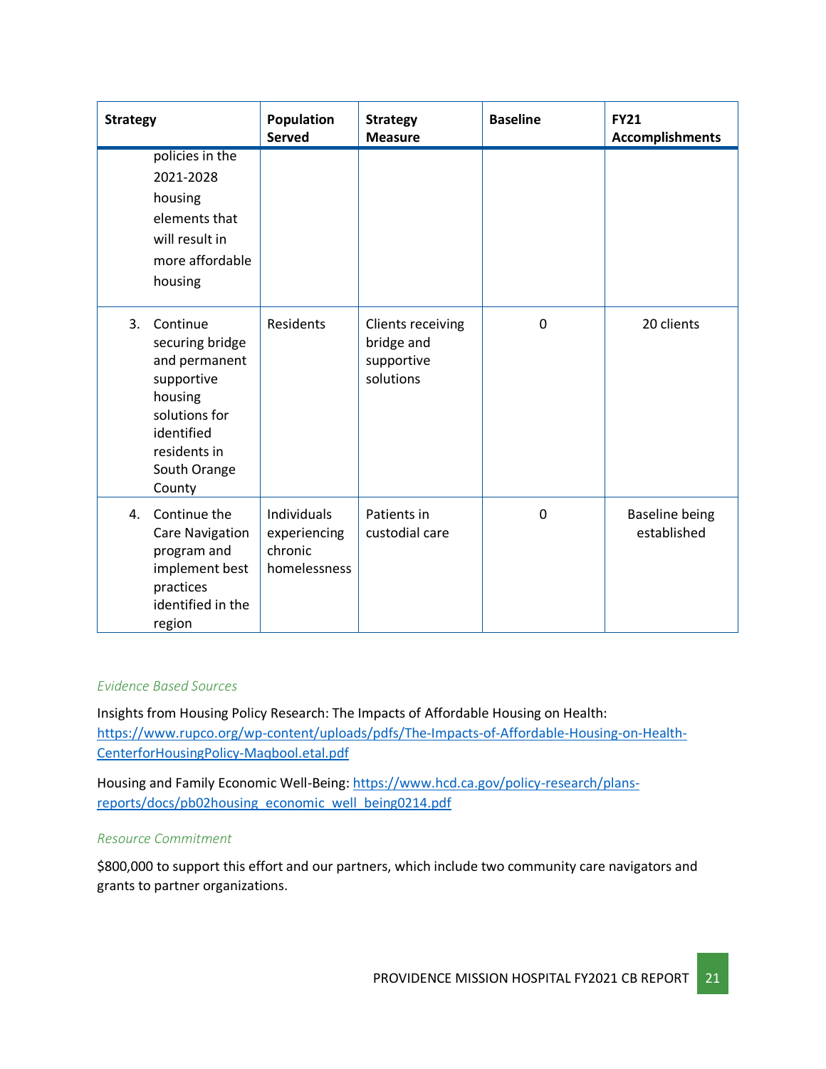| Strategy | Population Served | Strategy Measure | Baseline | FY21 Accomplishments |
|---|---|---|---|---|
| policies in the 2021-2028 housing elements that will result in more affordable housing | | | | |
| 3. Continue securing bridge and permanent supportive housing solutions for identified residents in South Orange County | Residents | Clients receiving bridge and supportive solutions | 0 | 20 clients |
| 4. Continue the Care Navigation program and implement best practices identified in the region | Individuals experiencing chronic homelessness | Patients in custodial care | 0 | Baseline being established |

*Evidence Based Sources*

Insights from Housing Policy Research: The Impacts of Affordable Housing on Health: [https://www.rupco.org/wp-content/uploads/pdfs/The-Impacts-of-Affordable-Housing-on-Health-CenterforHousingPolicy-Maqbool.etal.pdf](https://www.rupco.org/wp-content/uploads/pdfs/The-Impacts-of-Affordable-Housing-on-Health-CenterforHousingPolicy-Maqbool.etal.pdf)

Housing and Family Economic Well-Being: [https://www.hcd.ca.gov/policy-research/plans-reports/docs/pb02housing_economic_well_being0214.pdf](https://www.hcd.ca.gov/policy-research/plans-reports/docs/pb02housing_economic_well_being0214.pdf)

*Resource Commitment*

$800,000 to support this effort and our partners, which include two community care navigators and grants to partner organizations.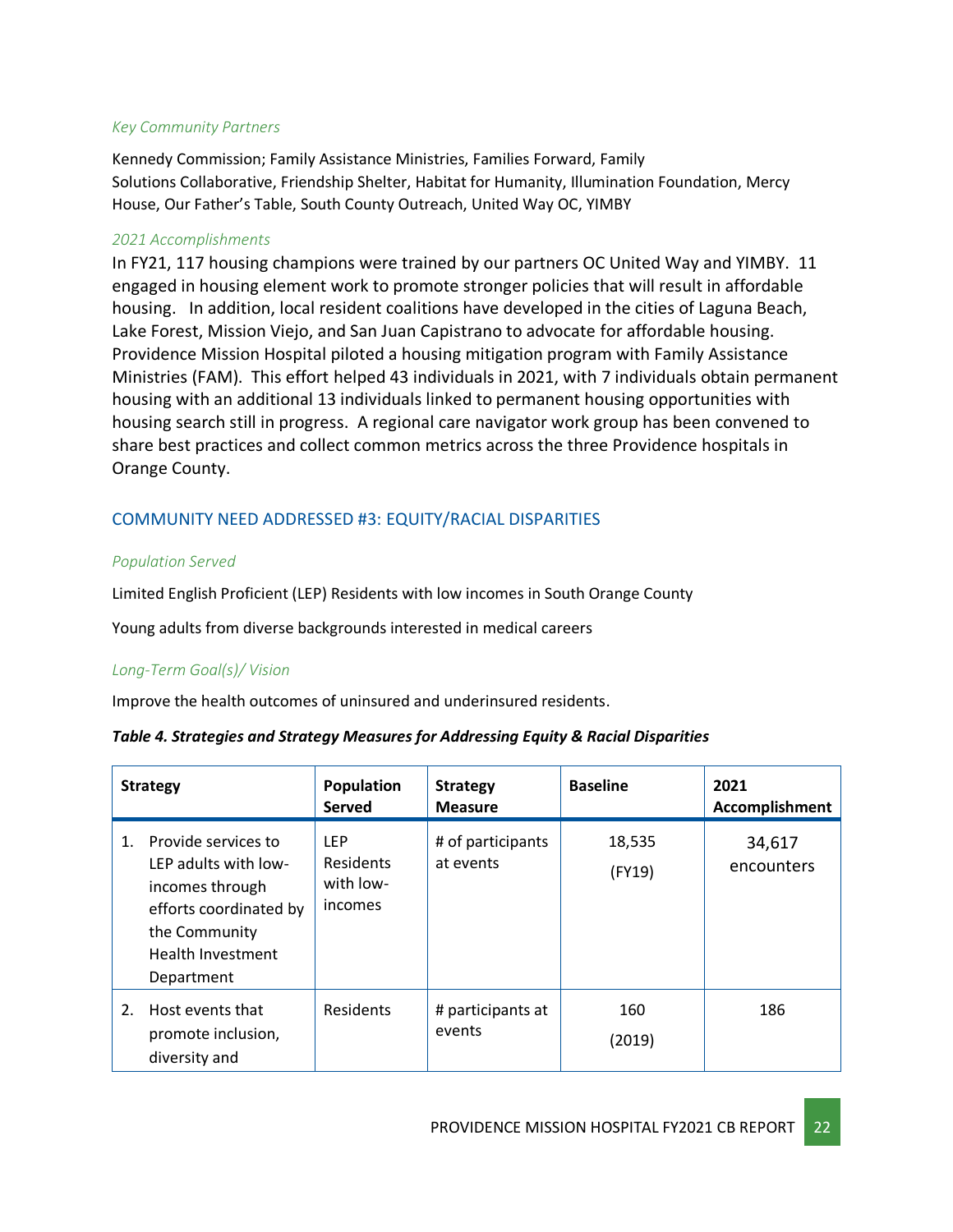*Key Community Partners*

Kennedy Commission; Family Assistance Ministries, Families Forward, Family Solutions Collaborative, Friendship Shelter, Habitat for Humanity, Illumination Foundation, Mercy House, Our Father's Table, South County Outreach, United Way OC, YIMBY

*2021 Accomplishments*

In FY21, 117 housing champions were trained by our partners OC United Way and YIMBY. 11 engaged in housing element work to promote stronger policies that will result in affordable housing. In addition, local resident coalitions have developed in the cities of Laguna Beach, Lake Forest, Mission Viejo, and San Juan Capistrano to advocate for affordable housing. Providence Mission Hospital piloted a housing mitigation program with Family Assistance Ministries (FAM). This effort helped 43 individuals in 2021, with 7 individuals obtain permanent housing with an additional 13 individuals linked to permanent housing opportunities with housing search still in progress. A regional care navigator work group has been convened to share best practices and collect common metrics across the three Providence hospitals in Orange County.

## COMMUNITY NEED ADDRESSED #3: EQUITY/RACIAL DISPARITIES

*Population Served*

Limited English Proficient (LEP) Residents with low incomes in South Orange County

Young adults from diverse backgrounds interested in medical careers

*Long-Term Goal(s)/ Vision*

Improve the health outcomes of uninsured and underinsured residents.

***Table 4. Strategies and Strategy Measures for Addressing Equity & Racial Disparities***

| Strategy | Population Served | Strategy Measure | Baseline | 2021 Accomplishment |
|---|---|---|---|---|
| 1. Provide services to LEP adults with low-incomes through efforts coordinated by the Community Health Investment Department | LEP Residents with low-incomes | # of participants at events | 18,535 (FY19) | 34,617 encounters |
| 2. Host events that promote inclusion, diversity and | Residents | # participants at events | 160 (2019) | 186 |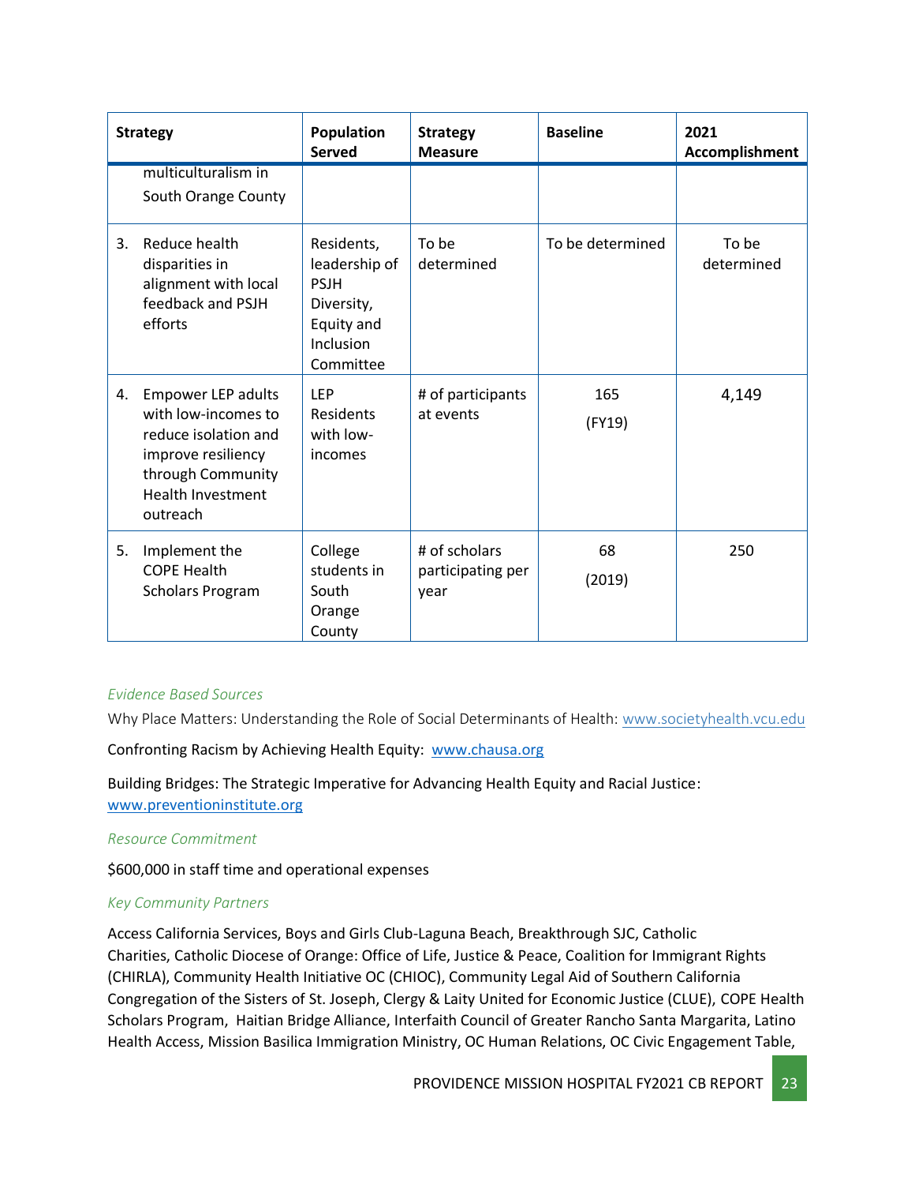| Strategy | Population Served | Strategy Measure | Baseline | 2021 Accomplishment |
|---|---|---|---|---|
| multiculturalism in South Orange County | | | | |
| 3. Reduce health disparities in alignment with local feedback and PSJH efforts | Residents, leadership of PSJH Diversity, Equity and Inclusion Committee | To be determined | To be determined | To be determined |
| 4. Empower LEP adults with low-incomes to reduce isolation and improve resiliency through Community Health Investment outreach | LEP Residents with low-incomes | # of participants at events | 165 (FY19) | 4,149 |
| 5. Implement the COPE Health Scholars Program | College students in South Orange County | # of scholars participating per year | 68 (2019) | 250 |

*Evidence Based Sources*

Why Place Matters: Understanding the Role of Social Determinants of Health: www.societyhealth.vcu.edu

Confronting Racism by Achieving Health Equity: www.chausa.org

Building Bridges: The Strategic Imperative for Advancing Health Equity and Racial Justice: www.preventioninstitute.org

*Resource Commitment*

$600,000 in staff time and operational expenses

*Key Community Partners*

Access California Services, Boys and Girls Club-Laguna Beach, Breakthrough SJC, Catholic Charities, Catholic Diocese of Orange: Office of Life, Justice & Peace, Coalition for Immigrant Rights (CHIRLA), Community Health Initiative OC (CHIOC), Community Legal Aid of Southern California Congregation of the Sisters of St. Joseph, Clergy & Laity United for Economic Justice (CLUE), COPE Health Scholars Program, Haitian Bridge Alliance, Interfaith Council of Greater Rancho Santa Margarita, Latino Health Access, Mission Basilica Immigration Ministry, OC Human Relations, OC Civic Engagement Table,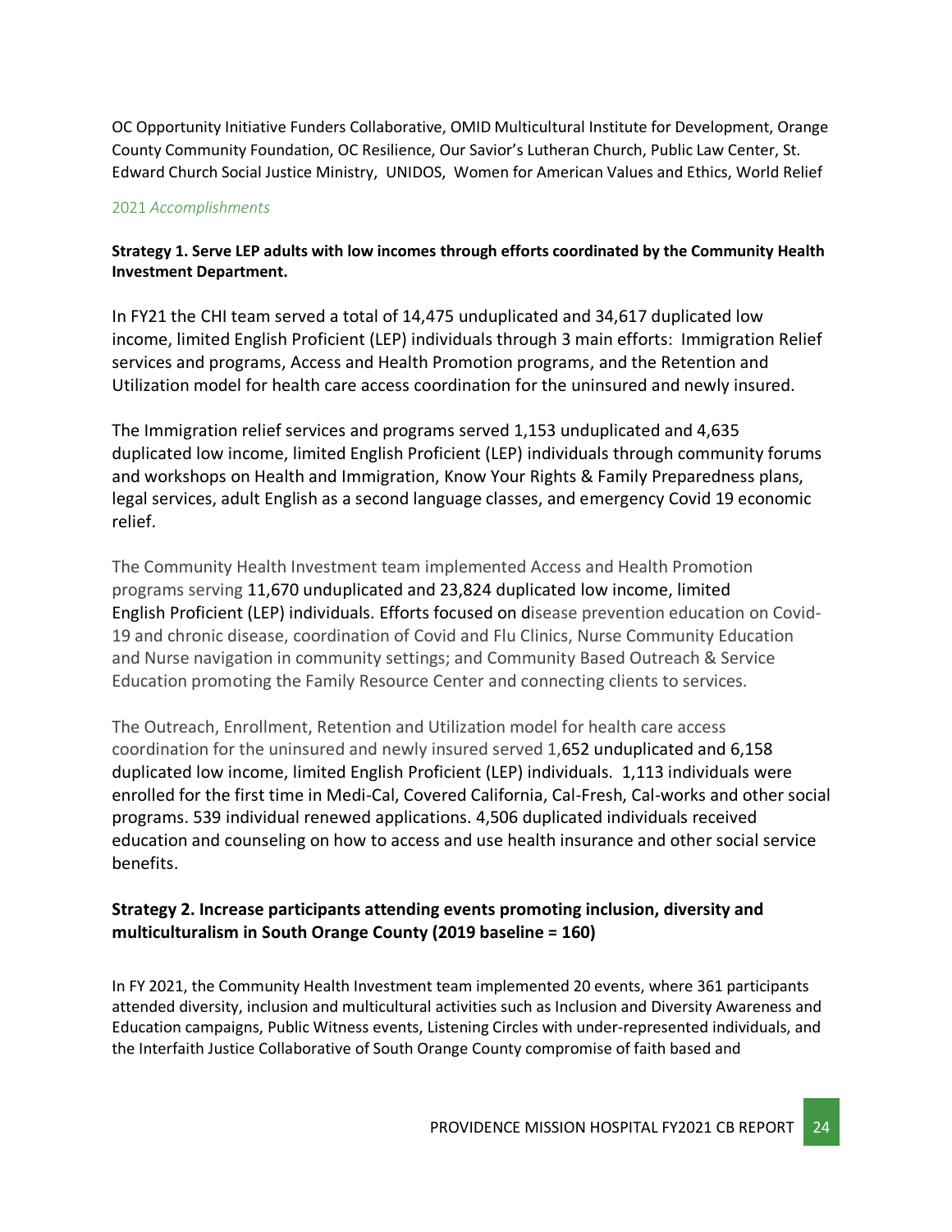OC Opportunity Initiative Funders Collaborative, OMID Multicultural Institute for Development, Orange County Community Foundation, OC Resilience, Our Savior's Lutheran Church, Public Law Center, St. Edward Church Social Justice Ministry, UNIDOS, Women for American Values and Ethics, World Relief

### 2021 *Accomplishments*

**Strategy 1. Serve LEP adults with low incomes through efforts coordinated by the Community Health Investment Department.**

In FY21 the CHI team served a total of 14,475 unduplicated and 34,617 duplicated low income, limited English Proficient (LEP) individuals through 3 main efforts: Immigration Relief services and programs, Access and Health Promotion programs, and the Retention and Utilization model for health care access coordination for the uninsured and newly insured.

The Immigration relief services and programs served 1,153 unduplicated and 4,635 duplicated low income, limited English Proficient (LEP) individuals through community forums and workshops on Health and Immigration, Know Your Rights & Family Preparedness plans, legal services, adult English as a second language classes, and emergency Covid 19 economic relief.

The Community Health Investment team implemented Access and Health Promotion programs serving 11,670 unduplicated and 23,824 duplicated low income, limited English Proficient (LEP) individuals. Efforts focused on disease prevention education on Covid-19 and chronic disease, coordination of Covid and Flu Clinics, Nurse Community Education and Nurse navigation in community settings; and Community Based Outreach & Service Education promoting the Family Resource Center and connecting clients to services.

The Outreach, Enrollment, Retention and Utilization model for health care access coordination for the uninsured and newly insured served 1,652 unduplicated and 6,158 duplicated low income, limited English Proficient (LEP) individuals. 1,113 individuals were enrolled for the first time in Medi-Cal, Covered California, Cal-Fresh, Cal-works and other social programs. 539 individual renewed applications. 4,506 duplicated individuals received education and counseling on how to access and use health insurance and other social service benefits.

**Strategy 2. Increase participants attending events promoting inclusion, diversity and multiculturalism in South Orange County (2019 baseline = 160)**

In FY 2021, the Community Health Investment team implemented 20 events, where 361 participants attended diversity, inclusion and multicultural activities such as Inclusion and Diversity Awareness and Education campaigns, Public Witness events, Listening Circles with under-represented individuals, and the Interfaith Justice Collaborative of South Orange County compromise of faith based and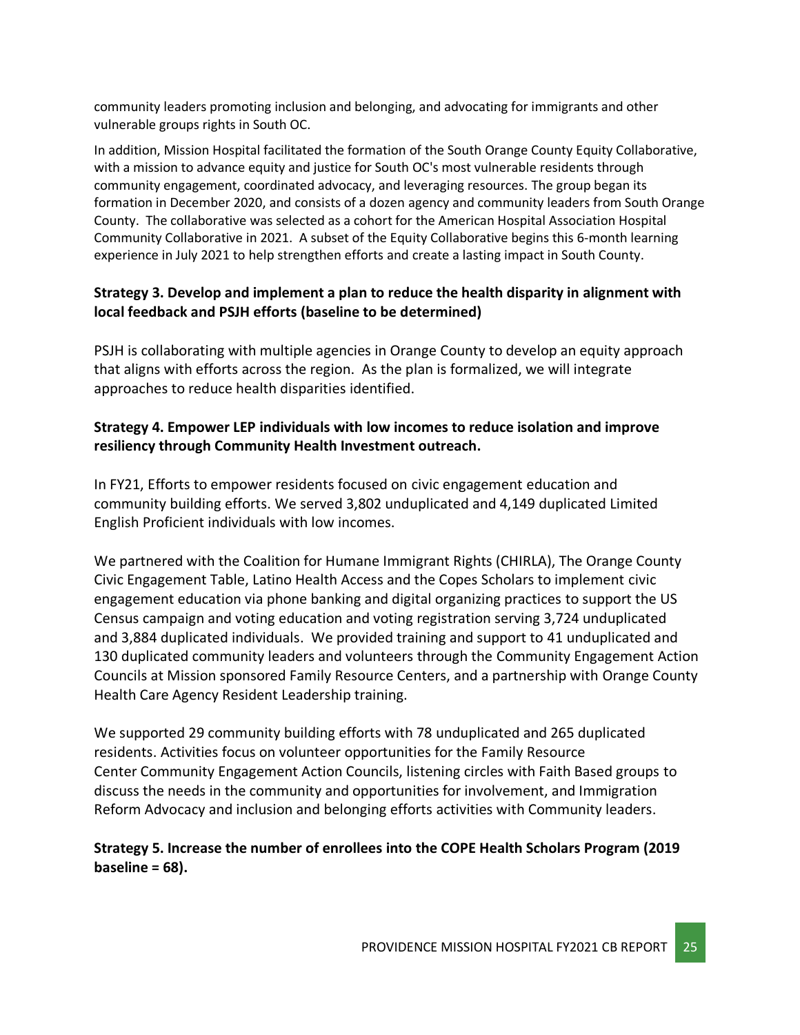community leaders promoting inclusion and belonging, and advocating for immigrants and other vulnerable groups rights in South OC.

In addition, Mission Hospital facilitated the formation of the South Orange County Equity Collaborative, with a mission to advance equity and justice for South OC's most vulnerable residents through community engagement, coordinated advocacy, and leveraging resources. The group began its formation in December 2020, and consists of a dozen agency and community leaders from South Orange County. The collaborative was selected as a cohort for the American Hospital Association Hospital Community Collaborative in 2021. A subset of the Equity Collaborative begins this 6-month learning experience in July 2021 to help strengthen efforts and create a lasting impact in South County.

**Strategy 3. Develop and implement a plan to reduce the health disparity in alignment with local feedback and PSJH efforts (baseline to be determined)**

PSJH is collaborating with multiple agencies in Orange County to develop an equity approach that aligns with efforts across the region. As the plan is formalized, we will integrate approaches to reduce health disparities identified.

**Strategy 4. Empower LEP individuals with low incomes to reduce isolation and improve resiliency through Community Health Investment outreach.**

In FY21, Efforts to empower residents focused on civic engagement education and community building efforts. We served 3,802 unduplicated and 4,149 duplicated Limited English Proficient individuals with low incomes.

We partnered with the Coalition for Humane Immigrant Rights (CHIRLA), The Orange County Civic Engagement Table, Latino Health Access and the Copes Scholars to implement civic engagement education via phone banking and digital organizing practices to support the US Census campaign and voting education and voting registration serving 3,724 unduplicated and 3,884 duplicated individuals. We provided training and support to 41 unduplicated and 130 duplicated community leaders and volunteers through the Community Engagement Action Councils at Mission sponsored Family Resource Centers, and a partnership with Orange County Health Care Agency Resident Leadership training.

We supported 29 community building efforts with 78 unduplicated and 265 duplicated residents. Activities focus on volunteer opportunities for the Family Resource Center Community Engagement Action Councils, listening circles with Faith Based groups to discuss the needs in the community and opportunities for involvement, and Immigration Reform Advocacy and inclusion and belonging efforts activities with Community leaders.

**Strategy 5. Increase the number of enrollees into the COPE Health Scholars Program (2019 baseline = 68).**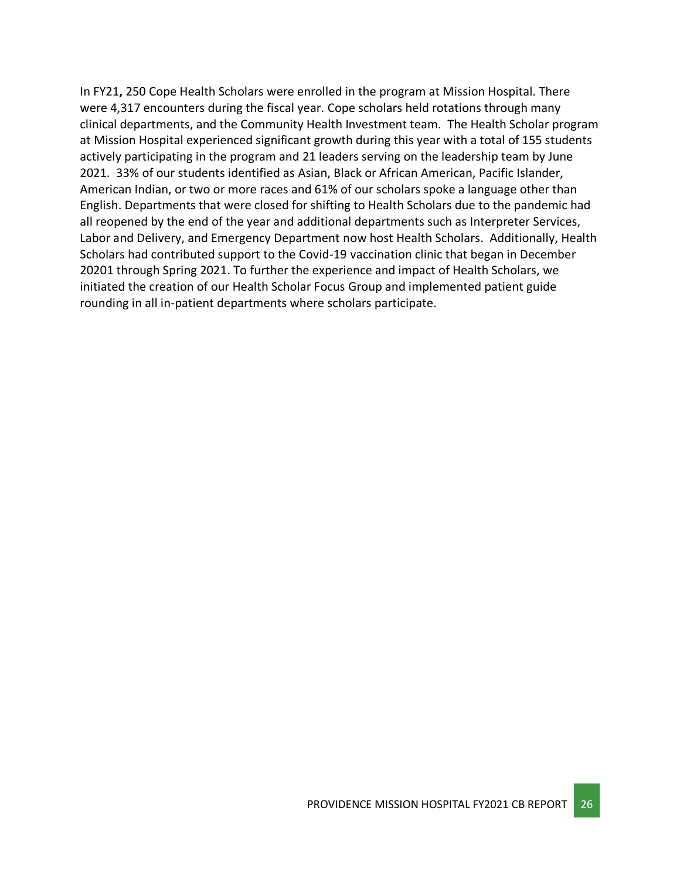In FY21**,** 250 Cope Health Scholars were enrolled in the program at Mission Hospital. There were 4,317 encounters during the fiscal year. Cope scholars held rotations through many clinical departments, and the Community Health Investment team. The Health Scholar program at Mission Hospital experienced significant growth during this year with a total of 155 students actively participating in the program and 21 leaders serving on the leadership team by June 2021. 33% of our students identified as Asian, Black or African American, Pacific Islander, American Indian, or two or more races and 61% of our scholars spoke a language other than English. Departments that were closed for shifting to Health Scholars due to the pandemic had all reopened by the end of the year and additional departments such as Interpreter Services, Labor and Delivery, and Emergency Department now host Health Scholars. Additionally, Health Scholars had contributed support to the Covid-19 vaccination clinic that began in December 20201 through Spring 2021. To further the experience and impact of Health Scholars, we initiated the creation of our Health Scholar Focus Group and implemented patient guide rounding in all in-patient departments where scholars participate.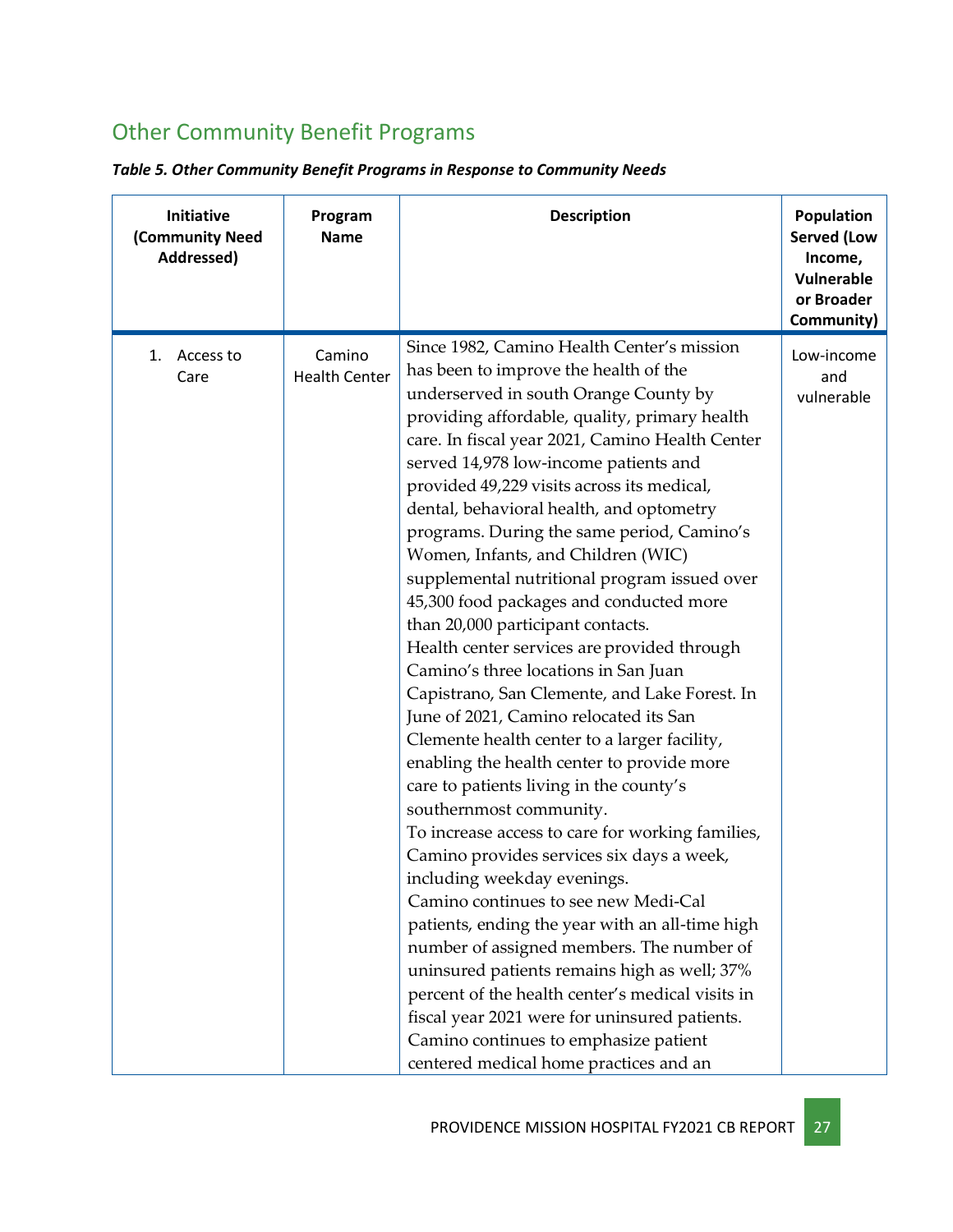## Other Community Benefit Programs

***Table 5. Other Community Benefit Programs in Response to Community Needs***

| Initiative (Community Need Addressed) | Program Name | Description | Population Served (Low Income, Vulnerable or Broader Community) |
|---|---|---|---|
| 1. Access to Care | Camino Health Center | Since 1982, Camino Health Center's mission has been to improve the health of the underserved in south Orange County by providing affordable, quality, primary health care. In fiscal year 2021, Camino Health Center served 14,978 low-income patients and provided 49,229 visits across its medical, dental, behavioral health, and optometry programs. During the same period, Camino's Women, Infants, and Children (WIC) supplemental nutritional program issued over 45,300 food packages and conducted more than 20,000 participant contacts. Health center services are provided through Camino's three locations in San Juan Capistrano, San Clemente, and Lake Forest. In June of 2021, Camino relocated its San Clemente health center to a larger facility, enabling the health center to provide more care to patients living in the county's southernmost community. To increase access to care for working families, Camino provides services six days a week, including weekday evenings. Camino continues to see new Medi-Cal patients, ending the year with an all-time high number of assigned members. The number of uninsured patients remains high as well; 37% percent of the health center's medical visits in fiscal year 2021 were for uninsured patients. Camino continues to emphasize patient centered medical home practices and an | Low-income and vulnerable |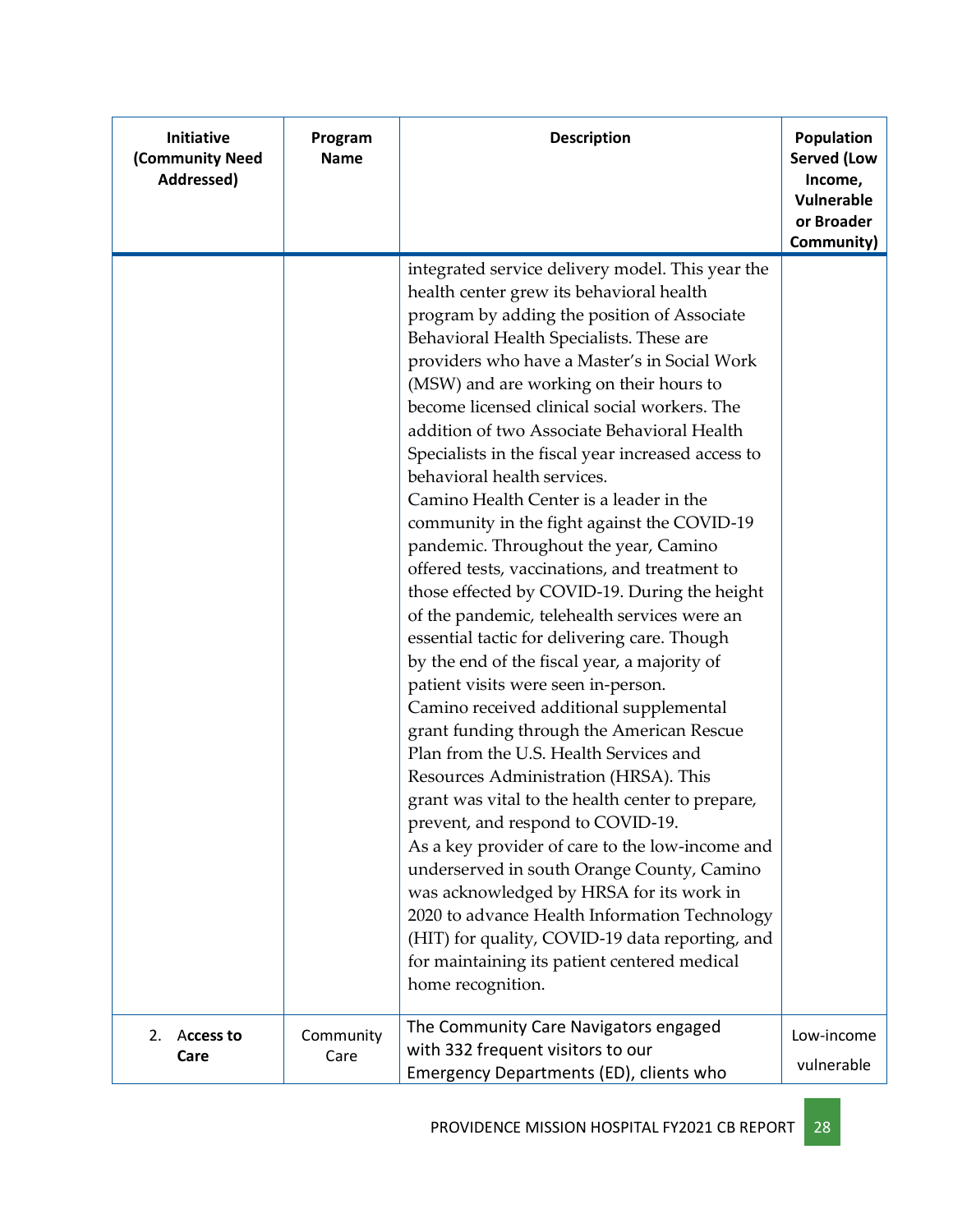| Initiative (Community Need Addressed) | Program Name | Description | Population Served (Low Income, Vulnerable or Broader Community) |
|---|---|---|---|
| | | integrated service delivery model. This year the health center grew its behavioral health program by adding the position of Associate Behavioral Health Specialists. These are providers who have a Master's in Social Work (MSW) and are working on their hours to become licensed clinical social workers. The addition of two Associate Behavioral Health Specialists in the fiscal year increased access to behavioral health services.<br>Camino Health Center is a leader in the community in the fight against the COVID-19 pandemic. Throughout the year, Camino offered tests, vaccinations, and treatment to those effected by COVID-19. During the height of the pandemic, telehealth services were an essential tactic for delivering care. Though by the end of the fiscal year, a majority of patient visits were seen in-person.<br>Camino received additional supplemental grant funding through the American Rescue Plan from the U.S. Health Services and Resources Administration (HRSA). This grant was vital to the health center to prepare, prevent, and respond to COVID-19.<br>As a key provider of care to the low-income and underserved in south Orange County, Camino was acknowledged by HRSA for its work in 2020 to advance Health Information Technology (HIT) for quality, COVID-19 data reporting, and for maintaining its patient centered medical home recognition. | |
| 2. **Access to Care** | Community Care | The Community Care Navigators engaged with 332 frequent visitors to our Emergency Departments (ED), clients who | Low-income vulnerable |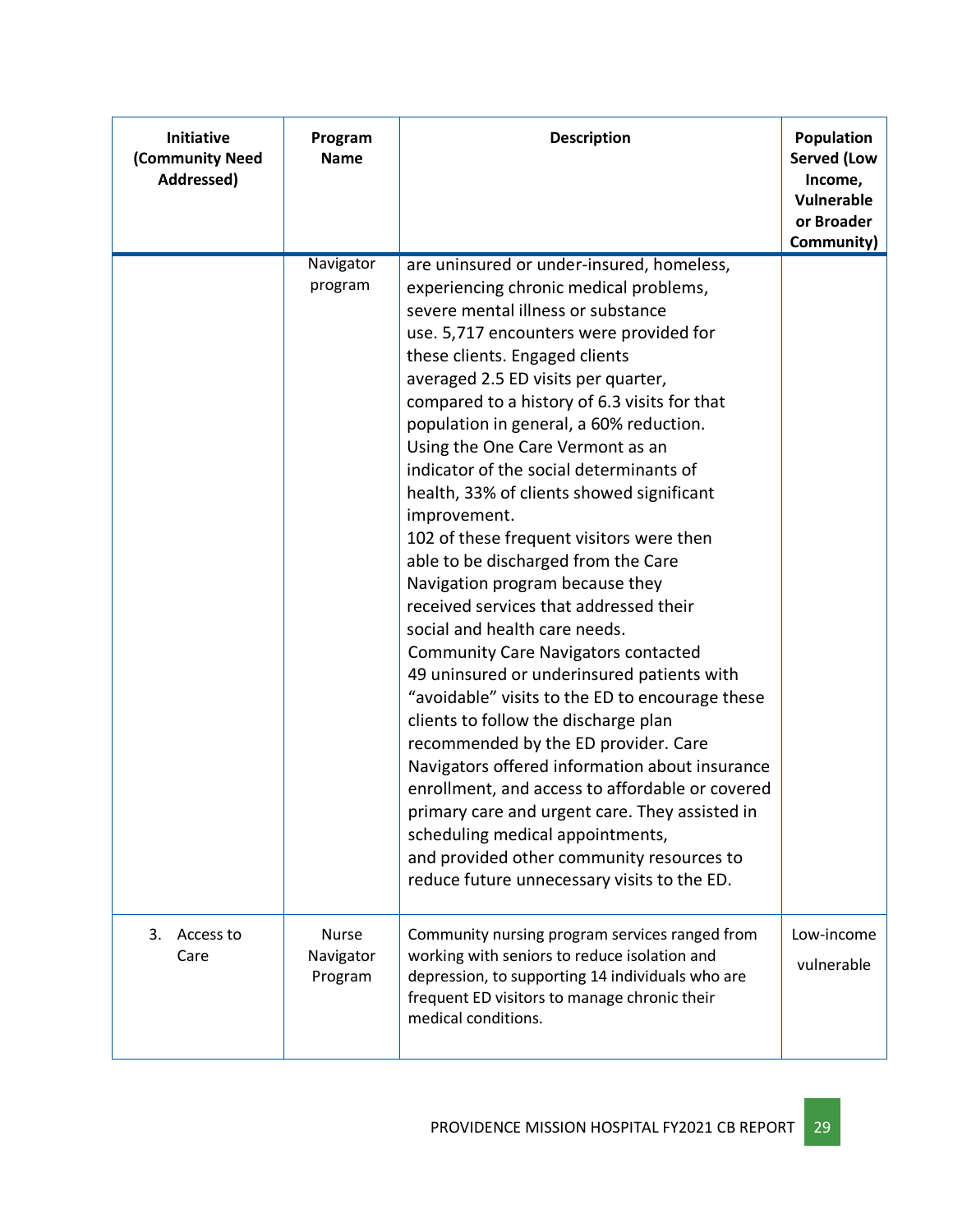| Initiative (Community Need Addressed) | Program Name | Description | Population Served (Low Income, Vulnerable or Broader Community) |
|---|---|---|---|
| | Navigator program | are uninsured or under-insured, homeless, experiencing chronic medical problems, severe mental illness or substance use. 5,717 encounters were provided for these clients. Engaged clients averaged 2.5 ED visits per quarter, compared to a history of 6.3 visits for that population in general, a 60% reduction. Using the One Care Vermont as an indicator of the social determinants of health, 33% of clients showed significant improvement. 102 of these frequent visitors were then able to be discharged from the Care Navigation program because they received services that addressed their social and health care needs. Community Care Navigators contacted 49 uninsured or underinsured patients with "avoidable" visits to the ED to encourage these clients to follow the discharge plan recommended by the ED provider. Care Navigators offered information about insurance enrollment, and access to affordable or covered primary care and urgent care. They assisted in scheduling medical appointments, and provided other community resources to reduce future unnecessary visits to the ED. | |
| 3. Access to Care | Nurse Navigator Program | Community nursing program services ranged from working with seniors to reduce isolation and depression, to supporting 14 individuals who are frequent ED visitors to manage chronic their medical conditions. | Low-income vulnerable |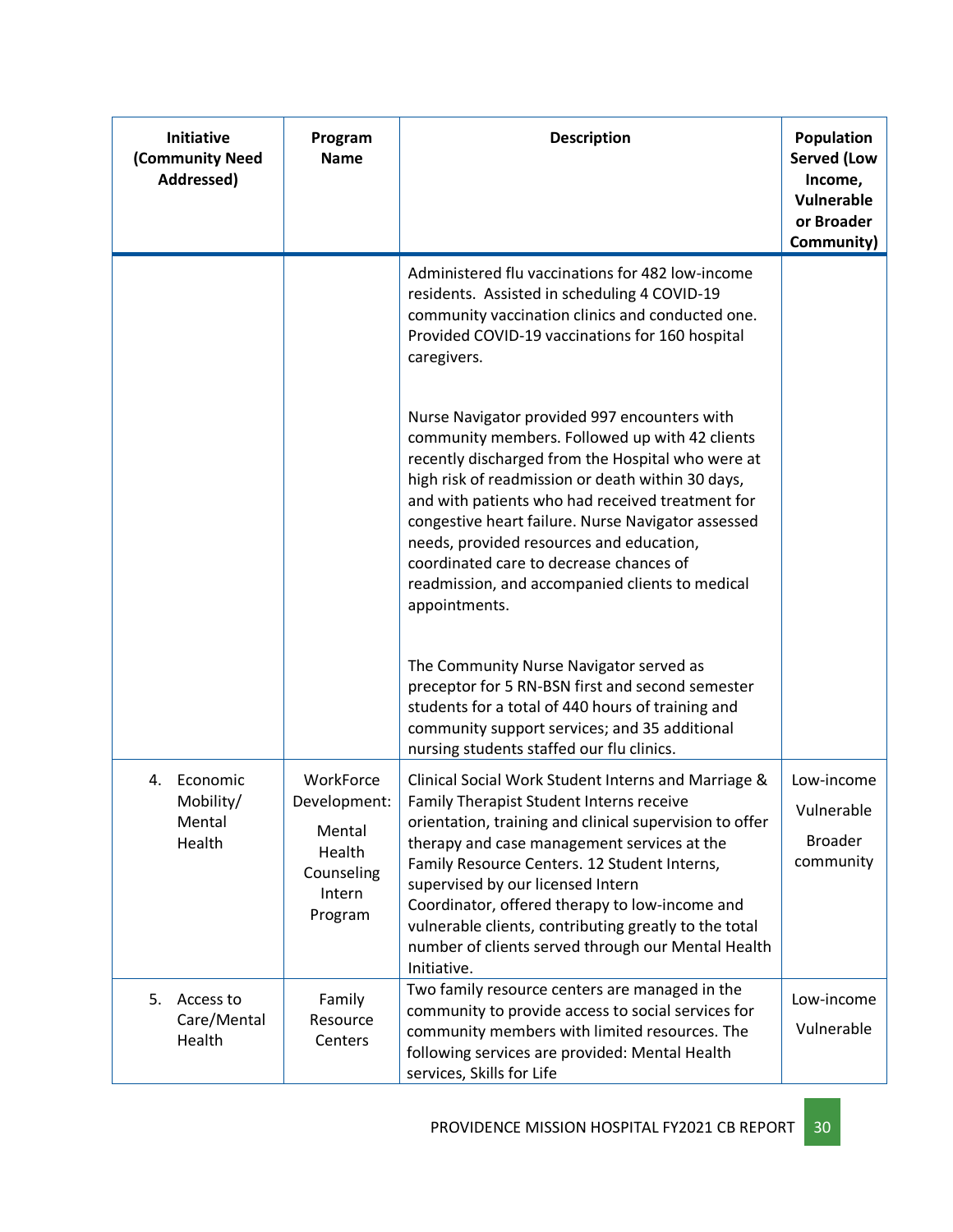| Initiative (Community Need Addressed) | Program Name | Description | Population Served (Low Income, Vulnerable or Broader Community) |
|---|---|---|---|
| | | Administered flu vaccinations for 482 low-income residents. Assisted in scheduling 4 COVID-19 community vaccination clinics and conducted one. Provided COVID-19 vaccinations for 160 hospital caregivers.<br><br>Nurse Navigator provided 997 encounters with community members. Followed up with 42 clients recently discharged from the Hospital who were at high risk of readmission or death within 30 days, and with patients who had received treatment for congestive heart failure. Nurse Navigator assessed needs, provided resources and education, coordinated care to decrease chances of readmission, and accompanied clients to medical appointments.<br><br>The Community Nurse Navigator served as preceptor for 5 RN-BSN first and second semester students for a total of 440 hours of training and community support services; and 35 additional nursing students staffed our flu clinics. | |
| 4. Economic Mobility/ Mental Health | WorkForce Development: Mental Health Counseling Intern Program | Clinical Social Work Student Interns and Marriage & Family Therapist Student Interns receive orientation, training and clinical supervision to offer therapy and case management services at the Family Resource Centers. 12 Student Interns, supervised by our licensed Intern Coordinator, offered therapy to low-income and vulnerable clients, contributing greatly to the total number of clients served through our Mental Health Initiative. | Low-income<br>Vulnerable<br>Broader community |
| 5. Access to Care/Mental Health | Family Resource Centers | Two family resource centers are managed in the community to provide access to social services for community members with limited resources. The following services are provided: Mental Health services, Skills for Life | Low-income<br>Vulnerable |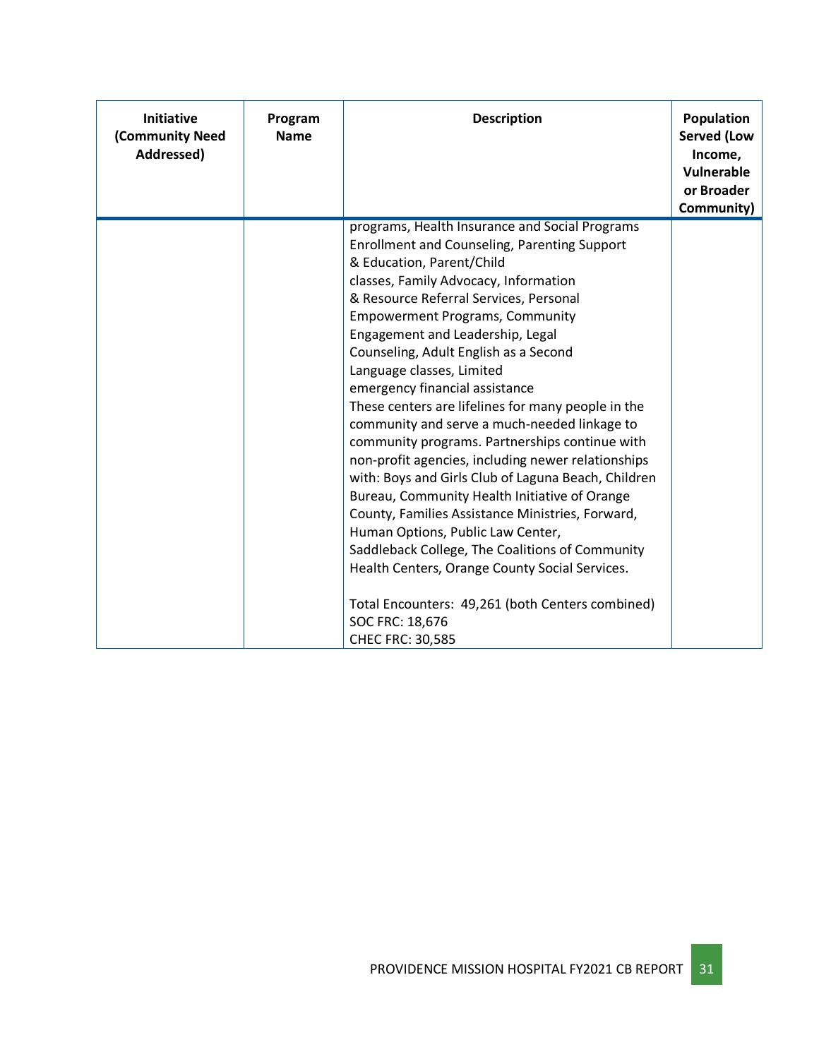| Initiative (Community Need Addressed) | Program Name | Description | Population Served (Low Income, Vulnerable or Broader Community) |
|---|---|---|---|
| | | programs, Health Insurance and Social Programs Enrollment and Counseling, Parenting Support & Education, Parent/Child classes, Family Advocacy, Information & Resource Referral Services, Personal Empowerment Programs, Community Engagement and Leadership, Legal Counseling, Adult English as a Second Language classes, Limited emergency financial assistance<br>These centers are lifelines for many people in the community and serve a much-needed linkage to community programs. Partnerships continue with non-profit agencies, including newer relationships with: Boys and Girls Club of Laguna Beach, Children Bureau, Community Health Initiative of Orange County, Families Assistance Ministries, Forward, Human Options, Public Law Center, Saddleback College, The Coalitions of Community Health Centers, Orange County Social Services.<br><br>Total Encounters: 49,261 (both Centers combined)<br>SOC FRC: 18,676<br>CHEC FRC: 30,585 | |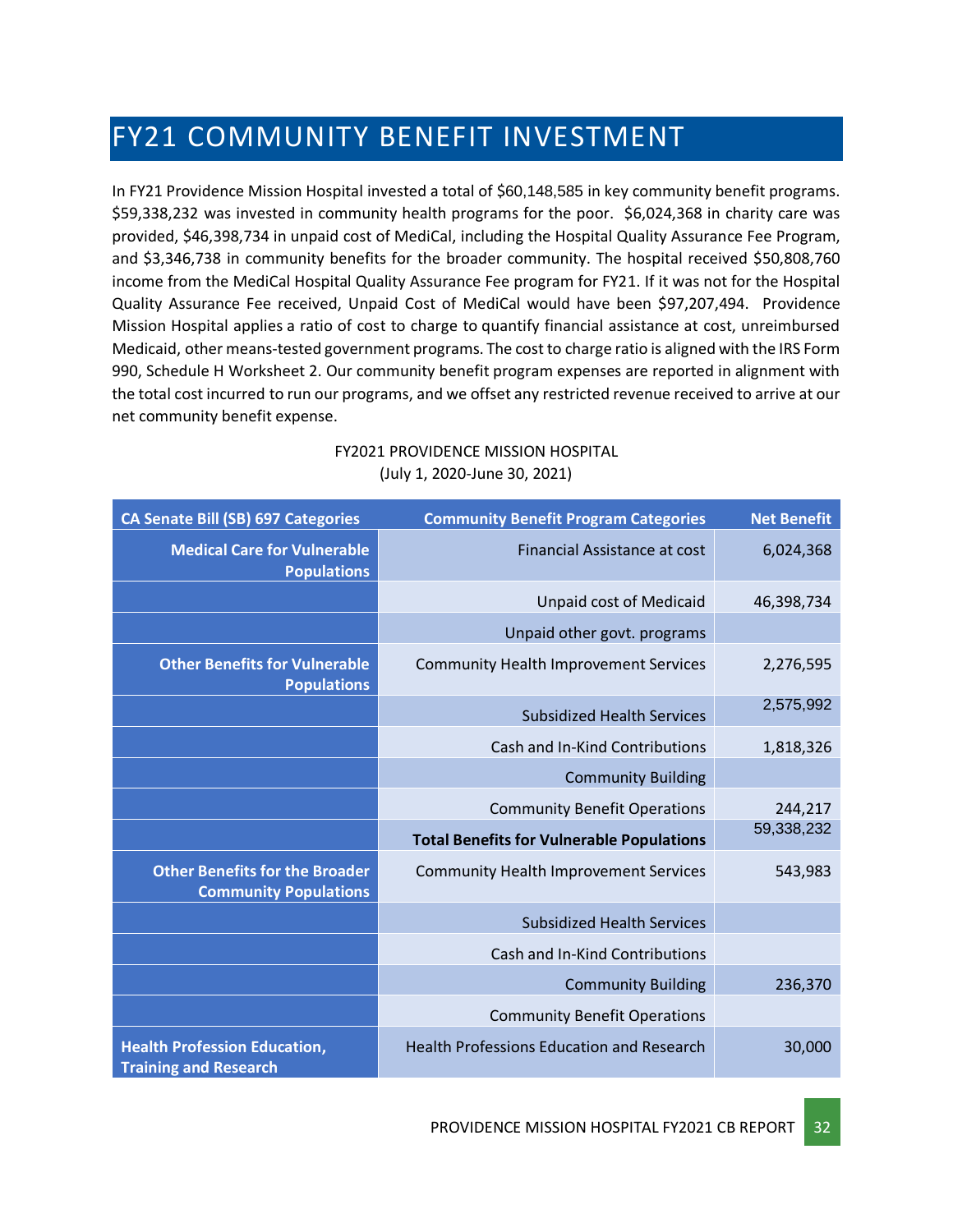# FY21 COMMUNITY BENEFIT INVESTMENT

In FY21 Providence Mission Hospital invested a total of $60,148,585 in key community benefit programs. $59,338,232 was invested in community health programs for the poor. $6,024,368 in charity care was provided, $46,398,734 in unpaid cost of MediCal, including the Hospital Quality Assurance Fee Program, and $3,346,738 in community benefits for the broader community. The hospital received $50,808,760 income from the MediCal Hospital Quality Assurance Fee program for FY21. If it was not for the Hospital Quality Assurance Fee received, Unpaid Cost of MediCal would have been $97,207,494. Providence Mission Hospital applies a ratio of cost to charge to quantify financial assistance at cost, unreimbursed Medicaid, other means-tested government programs. The cost to charge ratio is aligned with the IRS Form 990, Schedule H Worksheet 2. Our community benefit program expenses are reported in alignment with the total cost incurred to run our programs, and we offset any restricted revenue received to arrive at our net community benefit expense.

FY2021 PROVIDENCE MISSION HOSPITAL
(July 1, 2020-June 30, 2021)

| CA Senate Bill (SB) 697 Categories | Community Benefit Program Categories | Net Benefit |
|---|---|---|
| **Medical Care for Vulnerable Populations** | Financial Assistance at cost | 6,024,368 |
| | Unpaid cost of Medicaid | 46,398,734 |
| | Unpaid other govt. programs | |
| **Other Benefits for Vulnerable Populations** | Community Health Improvement Services | 2,276,595 |
| | Subsidized Health Services | 2,575,992 |
| | Cash and In-Kind Contributions | 1,818,326 |
| | Community Building | |
| | Community Benefit Operations | 244,217 |
| | **Total Benefits for Vulnerable Populations** | 59,338,232 |
| **Other Benefits for the Broader Community Populations** | Community Health Improvement Services | 543,983 |
| | Subsidized Health Services | |
| | Cash and In-Kind Contributions | |
| | Community Building | 236,370 |
| | Community Benefit Operations | |
| **Health Profession Education, Training and Research** | Health Professions Education and Research | 30,000 |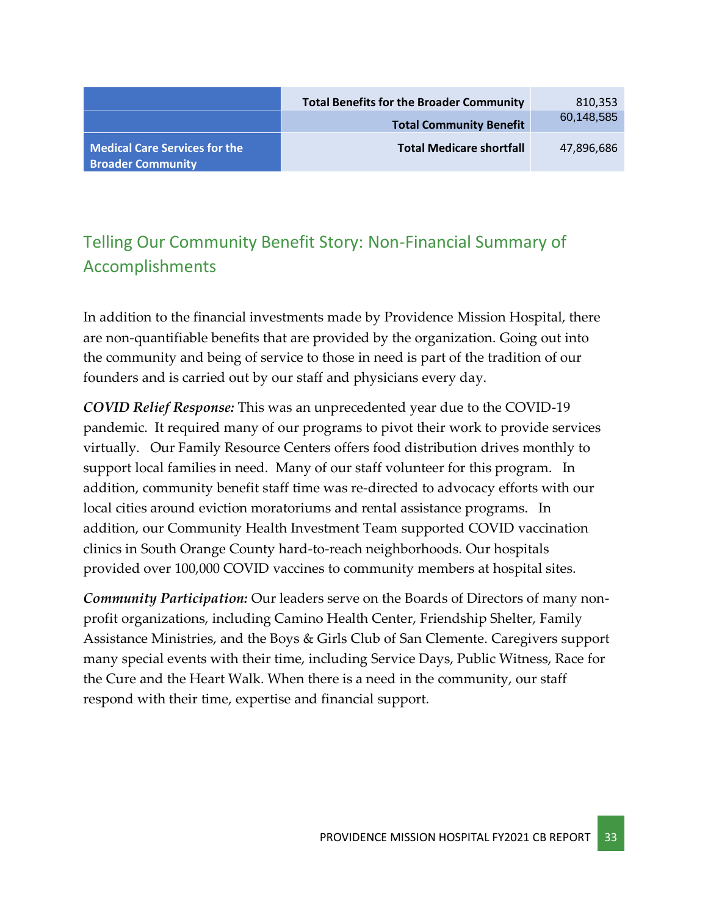| | | |
|---|---|---|
| | **Total Benefits for the Broader Community** | 810,353 |
| | **Total Community Benefit** | 60,148,585 |
| **Medical Care Services for the Broader Community** | **Total Medicare shortfall** | 47,896,686 |

## Telling Our Community Benefit Story: Non-Financial Summary of Accomplishments

In addition to the financial investments made by Providence Mission Hospital, there are non-quantifiable benefits that are provided by the organization. Going out into the community and being of service to those in need is part of the tradition of our founders and is carried out by our staff and physicians every day.

***COVID Relief Response:*** This was an unprecedented year due to the COVID-19 pandemic. It required many of our programs to pivot their work to provide services virtually. Our Family Resource Centers offers food distribution drives monthly to support local families in need. Many of our staff volunteer for this program. In addition, community benefit staff time was re-directed to advocacy efforts with our local cities around eviction moratoriums and rental assistance programs. In addition, our Community Health Investment Team supported COVID vaccination clinics in South Orange County hard-to-reach neighborhoods. Our hospitals provided over 100,000 COVID vaccines to community members at hospital sites.

***Community Participation:*** Our leaders serve on the Boards of Directors of many non-profit organizations, including Camino Health Center, Friendship Shelter, Family Assistance Ministries, and the Boys & Girls Club of San Clemente. Caregivers support many special events with their time, including Service Days, Public Witness, Race for the Cure and the Heart Walk. When there is a need in the community, our staff respond with their time, expertise and financial support.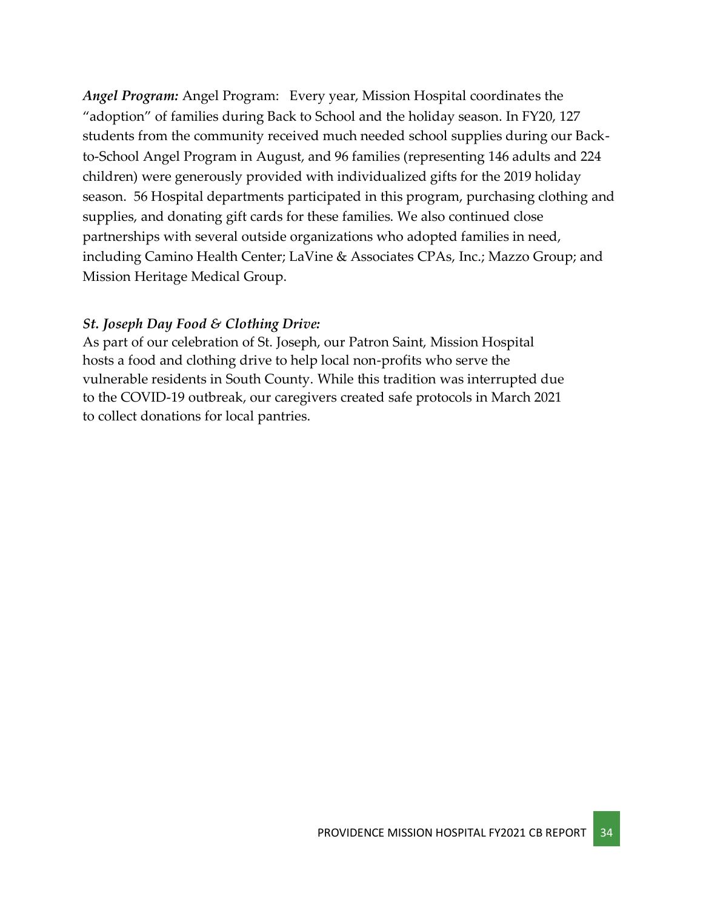***Angel Program:*** Angel Program:   Every year, Mission Hospital coordinates the "adoption" of families during Back to School and the holiday season. In FY20, 127 students from the community received much needed school supplies during our Back-to-School Angel Program in August, and 96 families (representing 146 adults and 224 children) were generously provided with individualized gifts for the 2019 holiday season.  56 Hospital departments participated in this program, purchasing clothing and supplies, and donating gift cards for these families. We also continued close partnerships with several outside organizations who adopted families in need, including Camino Health Center; LaVine & Associates CPAs, Inc.; Mazzo Group; and Mission Heritage Medical Group.

***St. Joseph Day Food & Clothing Drive:***

As part of our celebration of St. Joseph, our Patron Saint, Mission Hospital hosts a food and clothing drive to help local non-profits who serve the vulnerable residents in South County. While this tradition was interrupted due to the COVID-19 outbreak, our caregivers created safe protocols in March 2021 to collect donations for local pantries.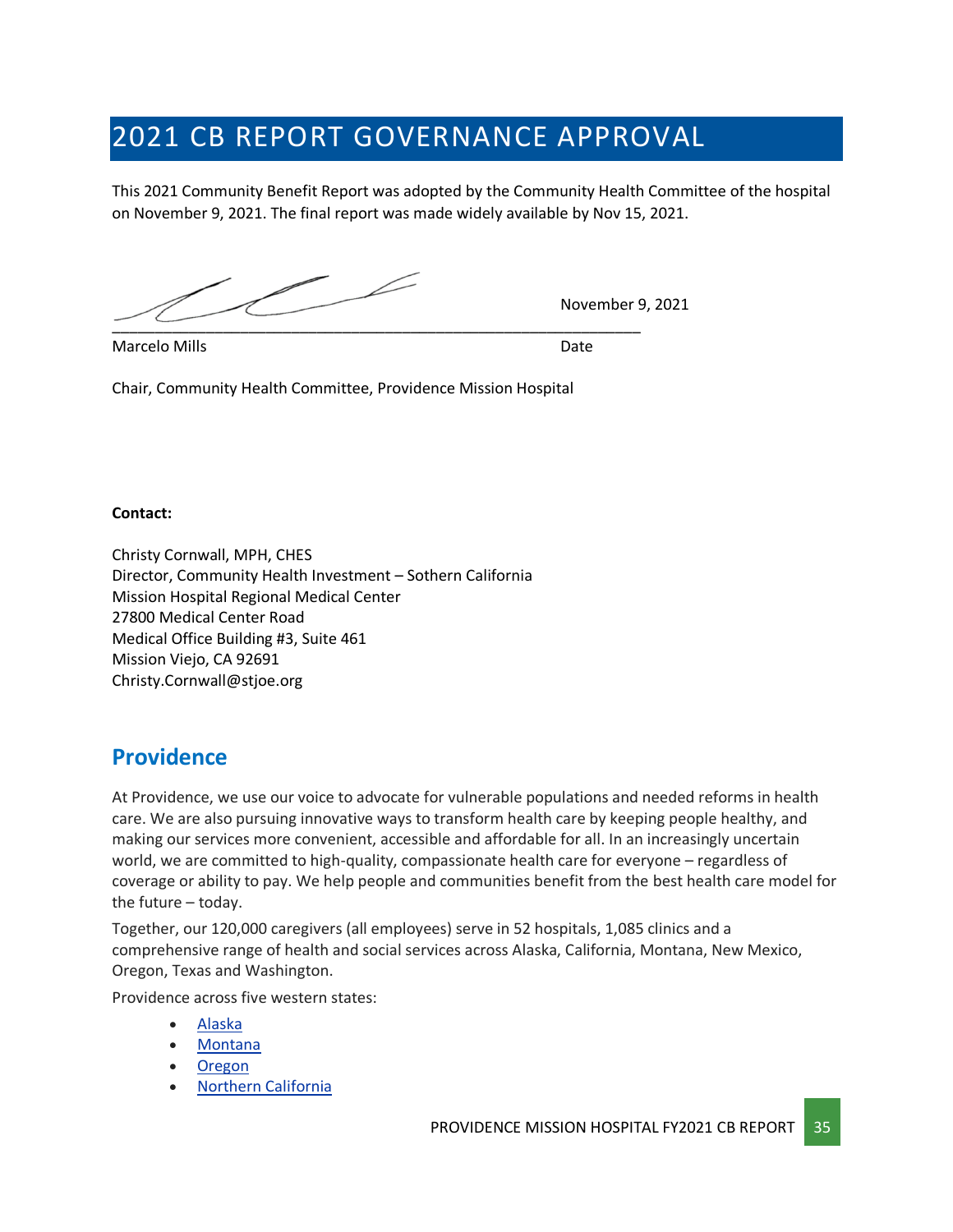# 2021 CB REPORT GOVERNANCE APPROVAL

This 2021 Community Benefit Report was adopted by the Community Health Committee of the hospital on November 9, 2021. The final report was made widely available by Nov 15, 2021.

_________________________________________________________________ November 9, 2021

Marcelo Mills Date

Chair, Community Health Committee, Providence Mission Hospital

**Contact:**

Christy Cornwall, MPH, CHES
Director, Community Health Investment – Sothern California
Mission Hospital Regional Medical Center
27800 Medical Center Road
Medical Office Building #3, Suite 461
Mission Viejo, CA 92691
Christy.Cornwall@stjoe.org

## Providence

At Providence, we use our voice to advocate for vulnerable populations and needed reforms in health care. We are also pursuing innovative ways to transform health care by keeping people healthy, and making our services more convenient, accessible and affordable for all. In an increasingly uncertain world, we are committed to high-quality, compassionate health care for everyone – regardless of coverage or ability to pay. We help people and communities benefit from the best health care model for the future – today.

Together, our 120,000 caregivers (all employees) serve in 52 hospitals, 1,085 clinics and a comprehensive range of health and social services across Alaska, California, Montana, New Mexico, Oregon, Texas and Washington.

Providence across five western states:

- Alaska
- Montana
- Oregon
- Northern California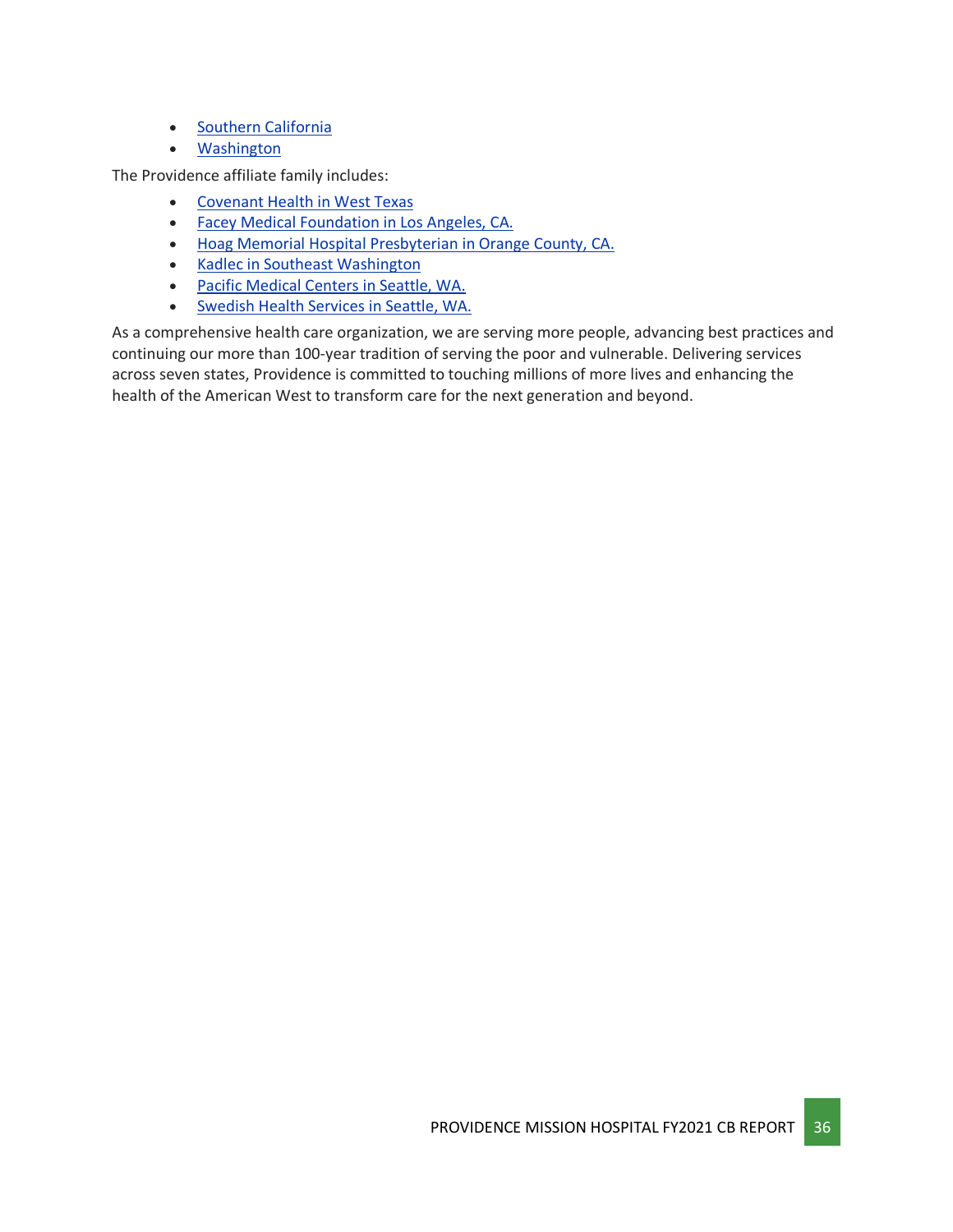- Southern California
- Washington

The Providence affiliate family includes:

- Covenant Health in West Texas
- Facey Medical Foundation in Los Angeles, CA.
- Hoag Memorial Hospital Presbyterian in Orange County, CA.
- Kadlec in Southeast Washington
- Pacific Medical Centers in Seattle, WA.
- Swedish Health Services in Seattle, WA.

As a comprehensive health care organization, we are serving more people, advancing best practices and continuing our more than 100-year tradition of serving the poor and vulnerable. Delivering services across seven states, Providence is committed to touching millions of more lives and enhancing the health of the American West to transform care for the next generation and beyond.